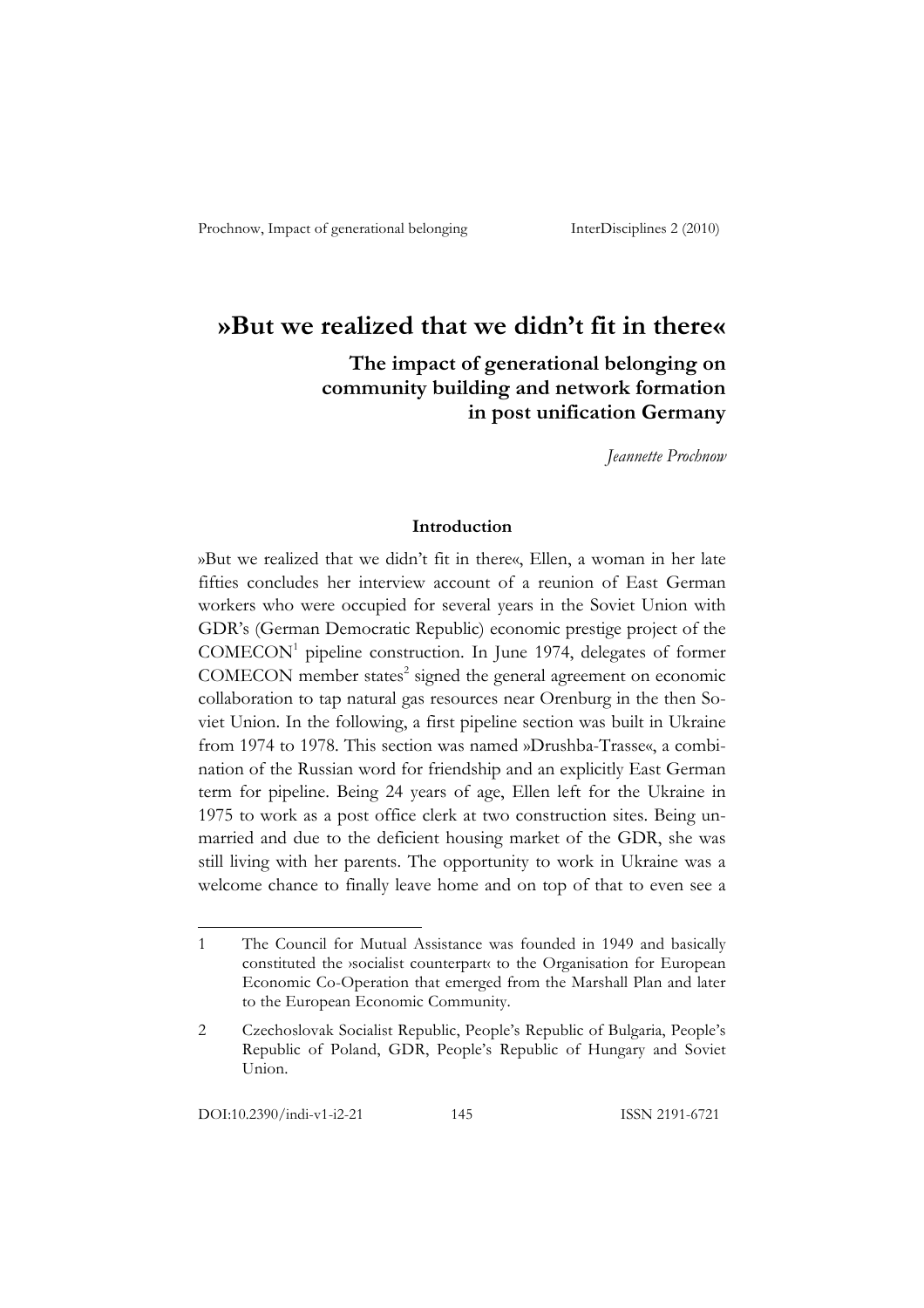# »But we realized that we didn't fit in there«

## The impact of generational belonging on community building and network formation in post unification Germany

*Jeannette Prochnow*

### Introduction

»But we realized that we didn't fit in there«, Ellen, a woman in her late fifties concludes her interview account of a reunion of East German workers who were occupied for several years in the Soviet Union with GDR's (German Democratic Republic) economic prestige project of the COMECON[1] pipeline construction. In June 1974, delegates of former COMECON member states[2] signed the general agreement on economic collaboration to tap natural gas resources near Orenburg in the then Soviet Union. In the following, a first pipeline section was built in Ukraine from 1974 to 1978. This section was named »Drushba-Trasse«, a combination of the Russian word for friendship and an explicitly East German term for pipeline. Being 24 years of age, Ellen left for the Ukraine in 1975 to work as a post office clerk at two construction sites. Being unmarried and due to the deficient housing market of the GDR, she was still living with her parents. The opportunity to work in Ukraine was a welcome chance to finally leave home and on top of that to even see a

---

1 The Council for Mutual Assistance was founded in 1949 and basically constituted the ›socialist counterpart‹ to the Organisation for European Economic Co-Operation that emerged from the Marshall Plan and later to the European Economic Community.

2 Czechoslovak Socialist Republic, People's Republic of Bulgaria, People's Republic of Poland, GDR, People's Republic of Hungary and Soviet Union.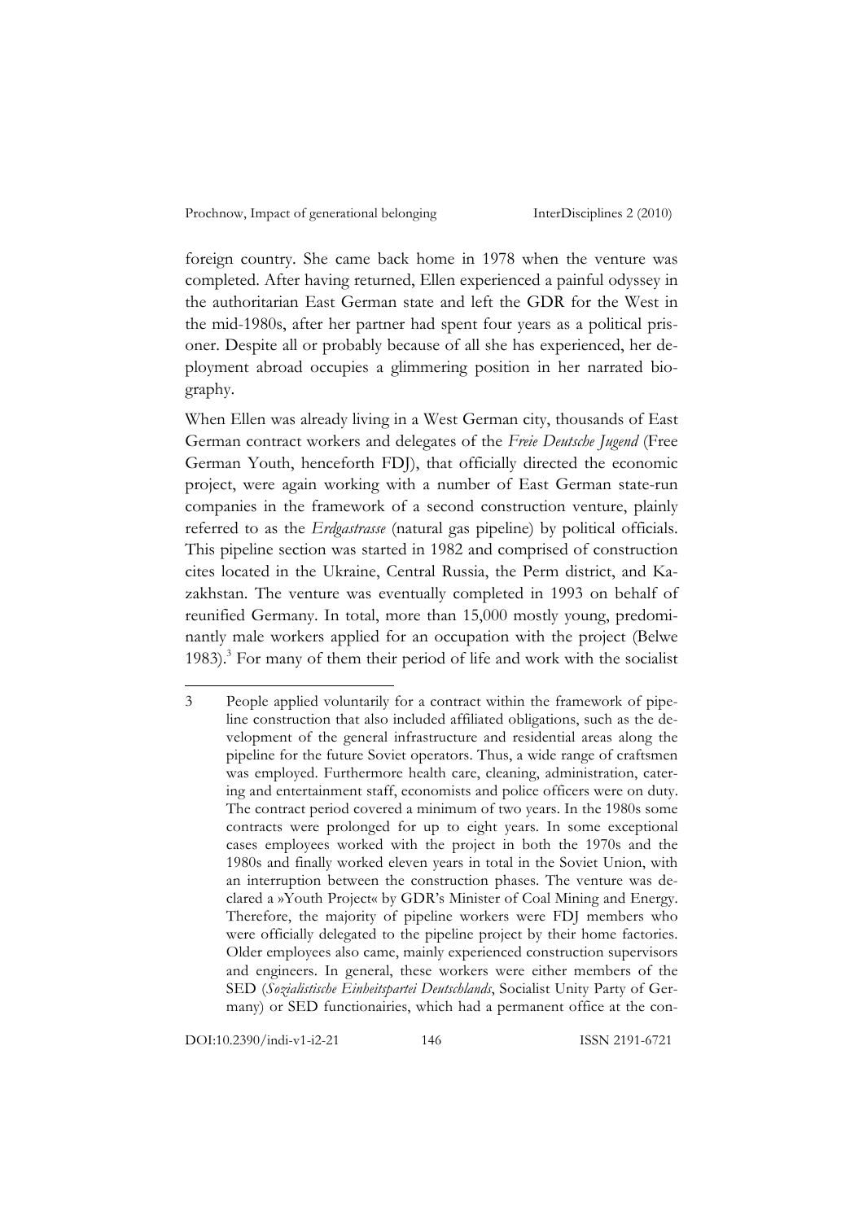foreign country. She came back home in 1978 when the venture was completed. After having returned, Ellen experienced a painful odyssey in the authoritarian East German state and left the GDR for the West in the mid-1980s, after her partner had spent four years as a political prisoner. Despite all or probably because of all she has experienced, her deployment abroad occupies a glimmering position in her narrated biography.

When Ellen was already living in a West German city, thousands of East German contract workers and delegates of the *Freie Deutsche Jugend* (Free German Youth, henceforth FDJ), that officially directed the economic project, were again working with a number of East German state-run companies in the framework of a second construction venture, plainly referred to as the *Erdgastrasse* (natural gas pipeline) by political officials. This pipeline section was started in 1982 and comprised of construction cites located in the Ukraine, Central Russia, the Perm district, and Kazakhstan. The venture was eventually completed in 1993 on behalf of reunified Germany. In total, more than 15,000 mostly young, predominantly male workers applied for an occupation with the project (Belwe 1983).[3] For many of them their period of life and work with the socialist

---

3 People applied voluntarily for a contract within the framework of pipeline construction that also included affiliated obligations, such as the development of the general infrastructure and residential areas along the pipeline for the future Soviet operators. Thus, a wide range of craftsmen was employed. Furthermore health care, cleaning, administration, catering and entertainment staff, economists and police officers were on duty. The contract period covered a minimum of two years. In the 1980s some contracts were prolonged for up to eight years. In some exceptional cases employees worked with the project in both the 1970s and the 1980s and finally worked eleven years in total in the Soviet Union, with an interruption between the construction phases. The venture was declared a »Youth Project« by GDR's Minister of Coal Mining and Energy. Therefore, the majority of pipeline workers were FDJ members who were officially delegated to the pipeline project by their home factories. Older employees also came, mainly experienced construction supervisors and engineers. In general, these workers were either members of the SED (*Sozialistische Einheitspartei Deutschlands*, Socialist Unity Party of Germany) or SED functionairies, which had a permanent office at the con-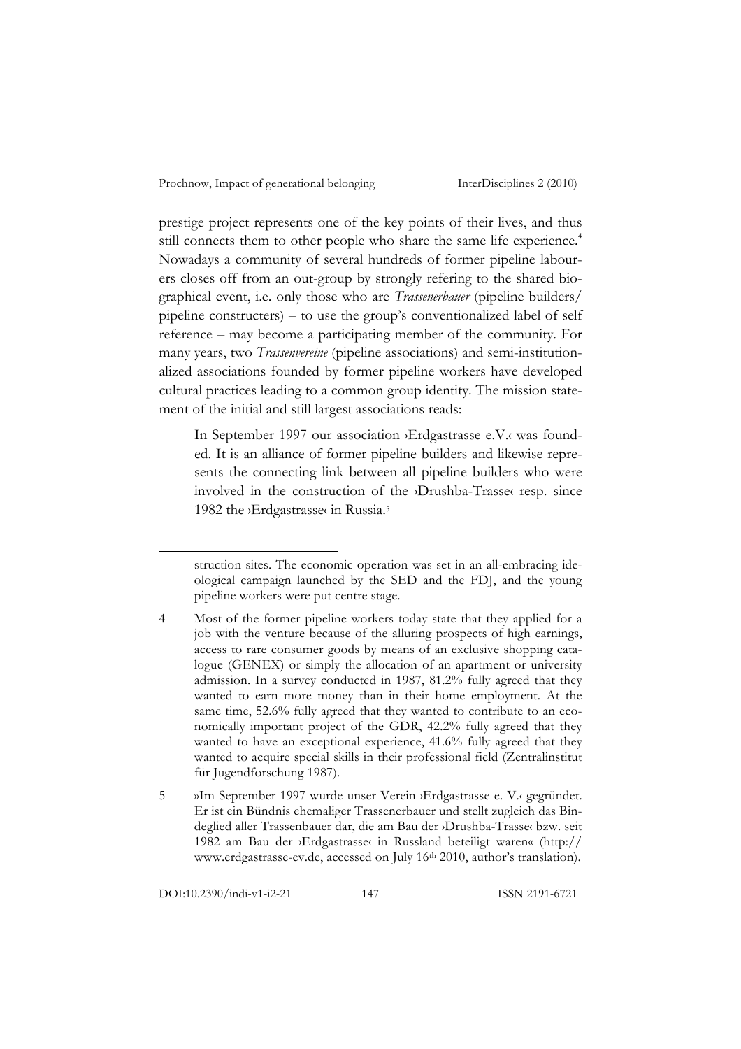prestige project represents one of the key points of their lives, and thus still connects them to other people who share the same life experience.[4] Nowadays a community of several hundreds of former pipeline labourers closes off from an out-group by strongly refering to the shared biographical event, i.e. only those who are *Trassenerbauer* (pipeline builders/ pipeline constructers) – to use the group's conventionalized label of self reference – may become a participating member of the community. For many years, two *Trassenvereine* (pipeline associations) and semi-institutionalized associations founded by former pipeline workers have developed cultural practices leading to a common group identity. The mission statement of the initial and still largest associations reads:

> In September 1997 our association ›Erdgastrasse e.V.‹ was founded. It is an alliance of former pipeline builders and likewise represents the connecting link between all pipeline builders who were involved in the construction of the ›Drushba-Trasse‹ resp. since 1982 the ›Erdgastrasse‹ in Russia.[5]

---

struction sites. The economic operation was set in an all-embracing ideological campaign launched by the SED and the FDJ, and the young pipeline workers were put centre stage.

4 Most of the former pipeline workers today state that they applied for a job with the venture because of the alluring prospects of high earnings, access to rare consumer goods by means of an exclusive shopping catalogue (GENEX) or simply the allocation of an apartment or university admission. In a survey conducted in 1987, 81.2% fully agreed that they wanted to earn more money than in their home employment. At the same time, 52.6% fully agreed that they wanted to contribute to an economically important project of the GDR, 42.2% fully agreed that they wanted to have an exceptional experience, 41.6% fully agreed that they wanted to acquire special skills in their professional field (Zentralinstitut für Jugendforschung 1987).

5 »Im September 1997 wurde unser Verein ›Erdgastrasse e. V.‹ gegründet. Er ist ein Bündnis ehemaliger Trassenerbauer und stellt zugleich das Bindeglied aller Trassenbauer dar, die am Bau der ›Drushba-Trasse‹ bzw. seit 1982 am Bau der ›Erdgastrasse‹ in Russland beteiligt waren« (http://www.erdgastrasse-ev.de, accessed on July 16th 2010, author's translation).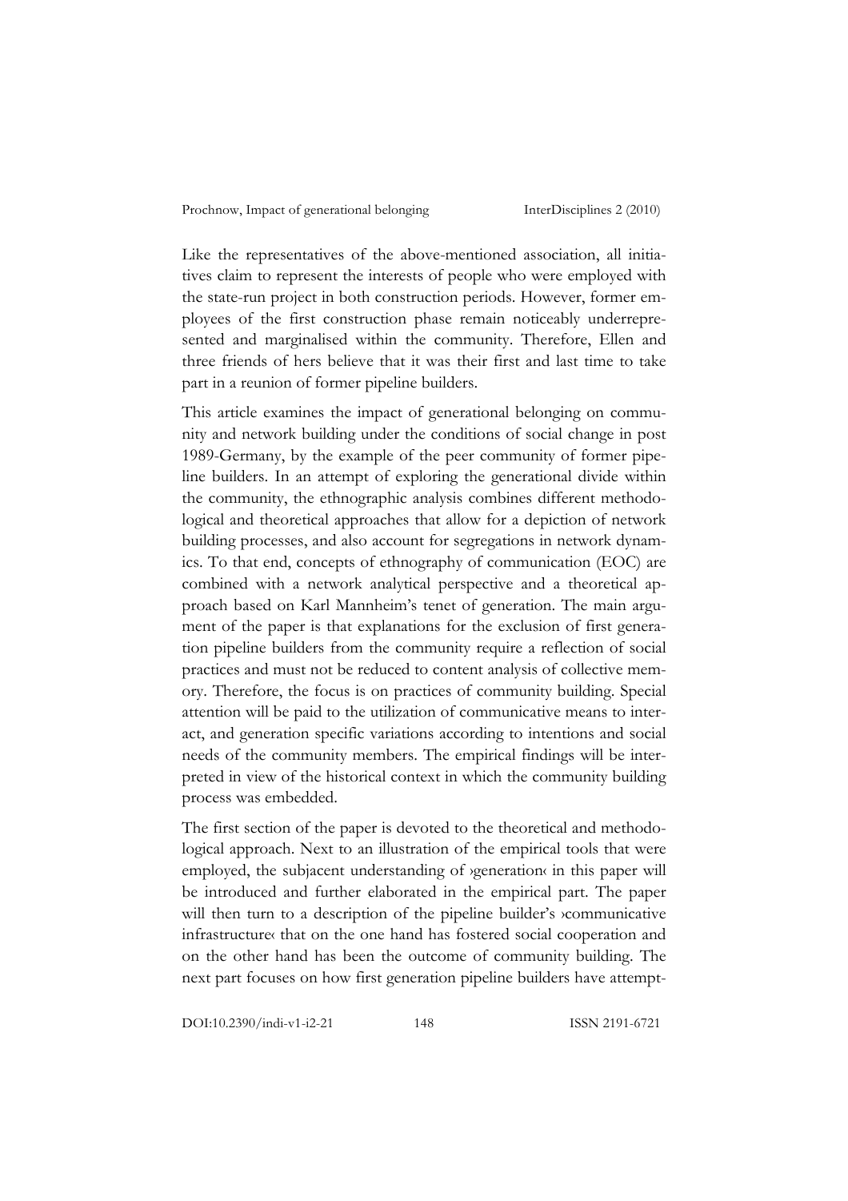Like the representatives of the above-mentioned association, all initiatives claim to represent the interests of people who were employed with the state-run project in both construction periods. However, former employees of the first construction phase remain noticeably underrepresented and marginalised within the community. Therefore, Ellen and three friends of hers believe that it was their first and last time to take part in a reunion of former pipeline builders.

This article examines the impact of generational belonging on community and network building under the conditions of social change in post 1989-Germany, by the example of the peer community of former pipeline builders. In an attempt of exploring the generational divide within the community, the ethnographic analysis combines different methodological and theoretical approaches that allow for a depiction of network building processes, and also account for segregations in network dynamics. To that end, concepts of ethnography of communication (EOC) are combined with a network analytical perspective and a theoretical approach based on Karl Mannheim's tenet of generation. The main argument of the paper is that explanations for the exclusion of first generation pipeline builders from the community require a reflection of social practices and must not be reduced to content analysis of collective memory. Therefore, the focus is on practices of community building. Special attention will be paid to the utilization of communicative means to interact, and generation specific variations according to intentions and social needs of the community members. The empirical findings will be interpreted in view of the historical context in which the community building process was embedded.

The first section of the paper is devoted to the theoretical and methodological approach. Next to an illustration of the empirical tools that were employed, the subjacent understanding of ›generation‹ in this paper will be introduced and further elaborated in the empirical part. The paper will then turn to a description of the pipeline builder's ›communicative infrastructure‹ that on the one hand has fostered social cooperation and on the other hand has been the outcome of community building. The next part focuses on how first generation pipeline builders have attempt-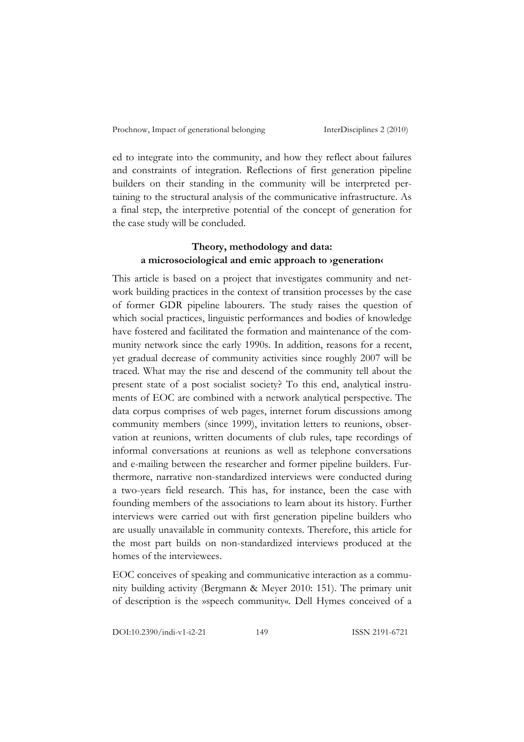ed to integrate into the community, and how they reflect about failures and constraints of integration. Reflections of first generation pipeline builders on their standing in the community will be interpreted pertaining to the structural analysis of the communicative infrastructure. As a final step, the interpretive potential of the concept of generation for the case study will be concluded.

## Theory, methodology and data: a microsociological and emic approach to ›generation‹

This article is based on a project that investigates community and network building practices in the context of transition processes by the case of former GDR pipeline labourers. The study raises the question of which social practices, linguistic performances and bodies of knowledge have fostered and facilitated the formation and maintenance of the community network since the early 1990s. In addition, reasons for a recent, yet gradual decrease of community activities since roughly 2007 will be traced. What may the rise and descend of the community tell about the present state of a post socialist society? To this end, analytical instruments of EOC are combined with a network analytical perspective. The data corpus comprises of web pages, internet forum discussions among community members (since 1999), invitation letters to reunions, observation at reunions, written documents of club rules, tape recordings of informal conversations at reunions as well as telephone conversations and e-mailing between the researcher and former pipeline builders. Furthermore, narrative non-standardized interviews were conducted during a two-years field research. This has, for instance, been the case with founding members of the associations to learn about its history. Further interviews were carried out with first generation pipeline builders who are usually unavailable in community contexts. Therefore, this article for the most part builds on non-standardized interviews produced at the homes of the interviewees.

EOC conceives of speaking and communicative interaction as a community building activity (Bergmann & Meyer 2010: 151). The primary unit of description is the »speech community«. Dell Hymes conceived of a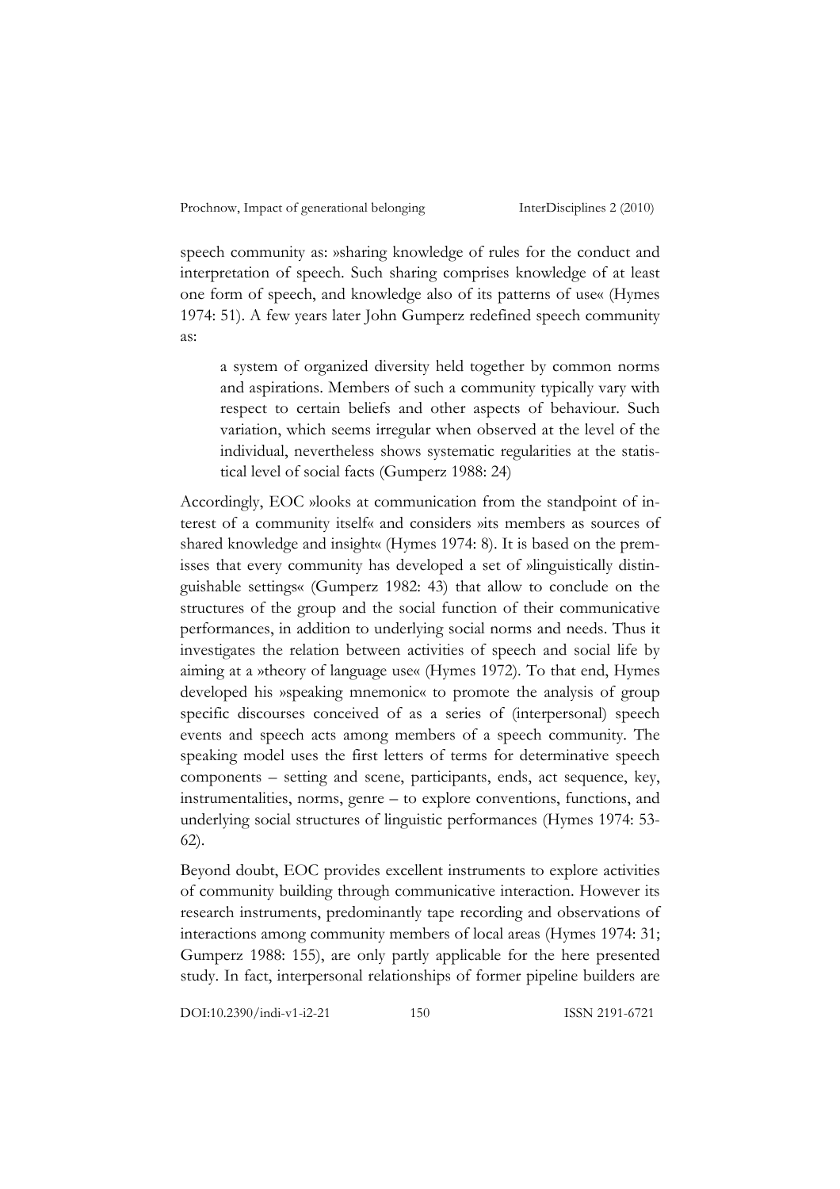speech community as: »sharing knowledge of rules for the conduct and interpretation of speech. Such sharing comprises knowledge of at least one form of speech, and knowledge also of its patterns of use« (Hymes 1974: 51). A few years later John Gumperz redefined speech community as:

> a system of organized diversity held together by common norms and aspirations. Members of such a community typically vary with respect to certain beliefs and other aspects of behaviour. Such variation, which seems irregular when observed at the level of the individual, nevertheless shows systematic regularities at the statistical level of social facts (Gumperz 1988: 24)

Accordingly, EOC »looks at communication from the standpoint of interest of a community itself« and considers »its members as sources of shared knowledge and insight« (Hymes 1974: 8). It is based on the premisses that every community has developed a set of »linguistically distinguishable settings« (Gumperz 1982: 43) that allow to conclude on the structures of the group and the social function of their communicative performances, in addition to underlying social norms and needs. Thus it investigates the relation between activities of speech and social life by aiming at a »theory of language use« (Hymes 1972). To that end, Hymes developed his »speaking mnemonic« to promote the analysis of group specific discourses conceived of as a series of (interpersonal) speech events and speech acts among members of a speech community. The speaking model uses the first letters of terms for determinative speech components – setting and scene, participants, ends, act sequence, key, instrumentalities, norms, genre – to explore conventions, functions, and underlying social structures of linguistic performances (Hymes 1974: 53-62).

Beyond doubt, EOC provides excellent instruments to explore activities of community building through communicative interaction. However its research instruments, predominantly tape recording and observations of interactions among community members of local areas (Hymes 1974: 31; Gumperz 1988: 155), are only partly applicable for the here presented study. In fact, interpersonal relationships of former pipeline builders are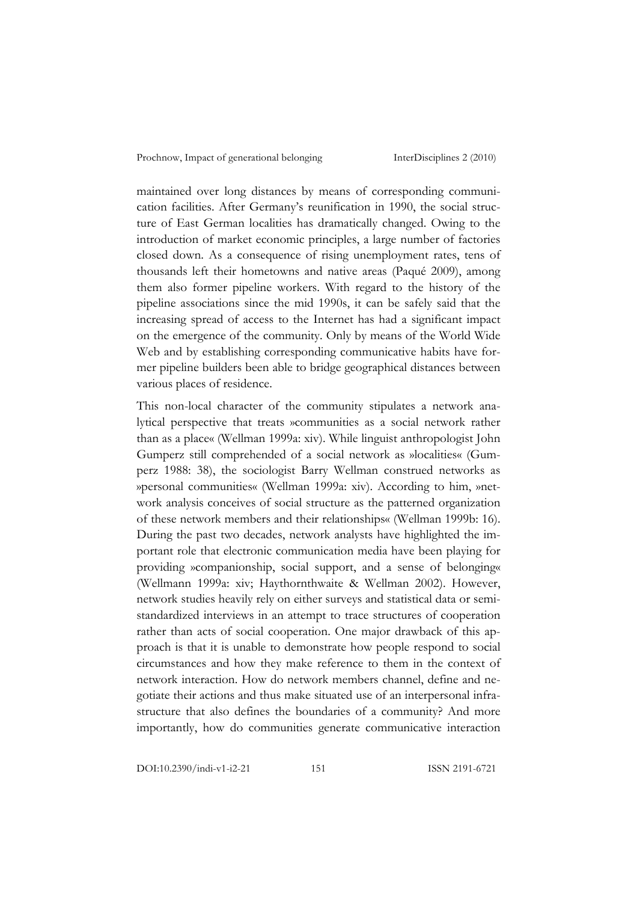maintained over long distances by means of corresponding communication facilities. After Germany's reunification in 1990, the social structure of East German localities has dramatically changed. Owing to the introduction of market economic principles, a large number of factories closed down. As a consequence of rising unemployment rates, tens of thousands left their hometowns and native areas (Paqué 2009), among them also former pipeline workers. With regard to the history of the pipeline associations since the mid 1990s, it can be safely said that the increasing spread of access to the Internet has had a significant impact on the emergence of the community. Only by means of the World Wide Web and by establishing corresponding communicative habits have former pipeline builders been able to bridge geographical distances between various places of residence.

This non-local character of the community stipulates a network analytical perspective that treats »communities as a social network rather than as a place« (Wellman 1999a: xiv). While linguist anthropologist John Gumperz still comprehended of a social network as »localities« (Gumperz 1988: 38), the sociologist Barry Wellman construed networks as »personal communities« (Wellman 1999a: xiv). According to him, »network analysis conceives of social structure as the patterned organization of these network members and their relationships« (Wellman 1999b: 16). During the past two decades, network analysts have highlighted the important role that electronic communication media have been playing for providing »companionship, social support, and a sense of belonging« (Wellmann 1999a: xiv; Haythornthwaite & Wellman 2002). However, network studies heavily rely on either surveys and statistical data or semi-standardized interviews in an attempt to trace structures of cooperation rather than acts of social cooperation. One major drawback of this approach is that it is unable to demonstrate how people respond to social circumstances and how they make reference to them in the context of network interaction. How do network members channel, define and negotiate their actions and thus make situated use of an interpersonal infrastructure that also defines the boundaries of a community? And more importantly, how do communities generate communicative interaction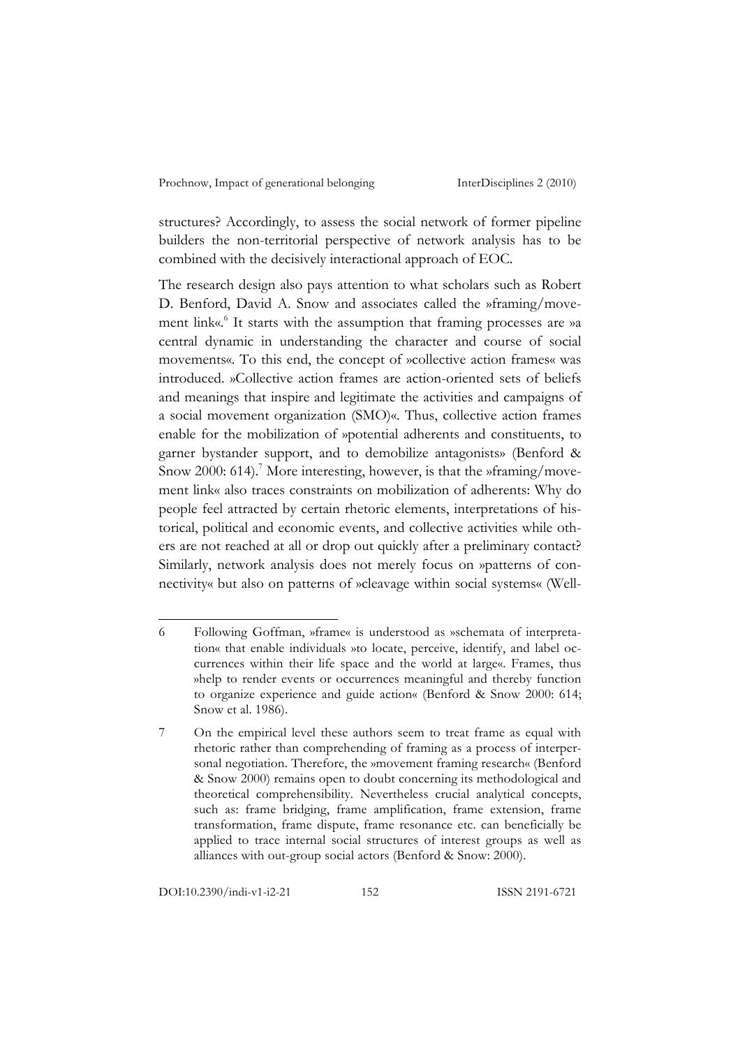structures? Accordingly, to assess the social network of former pipeline builders the non-territorial perspective of network analysis has to be combined with the decisively interactional approach of EOC.

The research design also pays attention to what scholars such as Robert D. Benford, David A. Snow and associates called the »framing/movement link«.[6] It starts with the assumption that framing processes are »a central dynamic in understanding the character and course of social movements«. To this end, the concept of »collective action frames« was introduced. »Collective action frames are action-oriented sets of beliefs and meanings that inspire and legitimate the activities and campaigns of a social movement organization (SMO)«. Thus, collective action frames enable for the mobilization of »potential adherents and constituents, to garner bystander support, and to demobilize antagonists» (Benford & Snow 2000: 614).[7] More interesting, however, is that the »framing/movement link« also traces constraints on mobilization of adherents: Why do people feel attracted by certain rhetoric elements, interpretations of historical, political and economic events, and collective activities while others are not reached at all or drop out quickly after a preliminary contact? Similarly, network analysis does not merely focus on »patterns of connectivity« but also on patterns of »cleavage within social systems« (Well-

---

6 Following Goffman, »frame« is understood as »schemata of interpretation« that enable individuals »to locate, perceive, identify, and label occurrences within their life space and the world at large«. Frames, thus »help to render events or occurrences meaningful and thereby function to organize experience and guide action« (Benford & Snow 2000: 614; Snow et al. 1986).

7 On the empirical level these authors seem to treat frame as equal with rhetoric rather than comprehending of framing as a process of interpersonal negotiation. Therefore, the »movement framing research« (Benford & Snow 2000) remains open to doubt concerning its methodological and theoretical comprehensibility. Nevertheless crucial analytical concepts, such as: frame bridging, frame amplification, frame extension, frame transformation, frame dispute, frame resonance etc. can beneficially be applied to trace internal social structures of interest groups as well as alliances with out-group social actors (Benford & Snow: 2000).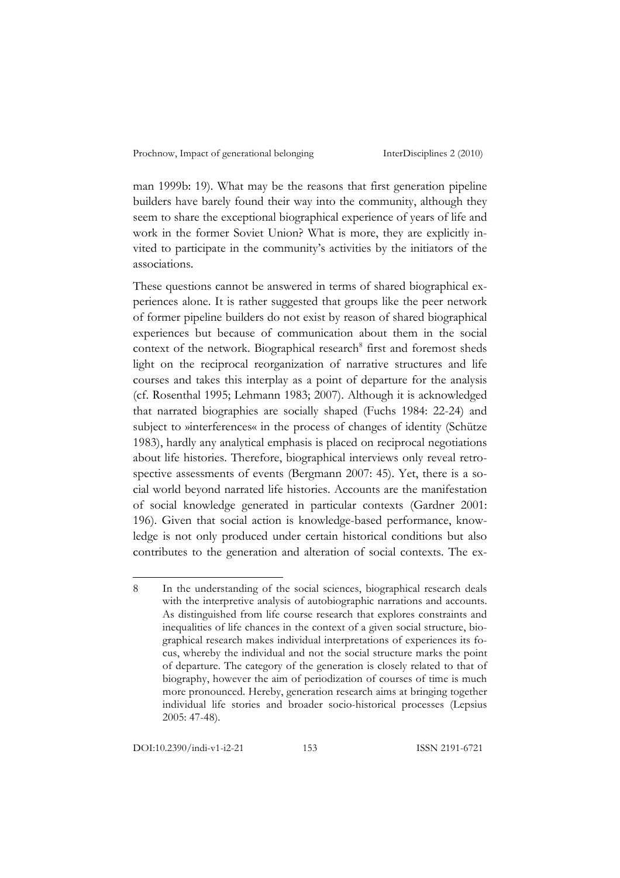man 1999b: 19). What may be the reasons that first generation pipeline builders have barely found their way into the community, although they seem to share the exceptional biographical experience of years of life and work in the former Soviet Union? What is more, they are explicitly invited to participate in the community's activities by the initiators of the associations.

These questions cannot be answered in terms of shared biographical experiences alone. It is rather suggested that groups like the peer network of former pipeline builders do not exist by reason of shared biographical experiences but because of communication about them in the social context of the network. Biographical research[8] first and foremost sheds light on the reciprocal reorganization of narrative structures and life courses and takes this interplay as a point of departure for the analysis (cf. Rosenthal 1995; Lehmann 1983; 2007). Although it is acknowledged that narrated biographies are socially shaped (Fuchs 1984: 22-24) and subject to »interferences« in the process of changes of identity (Schütze 1983), hardly any analytical emphasis is placed on reciprocal negotiations about life histories. Therefore, biographical interviews only reveal retrospective assessments of events (Bergmann 2007: 45). Yet, there is a social world beyond narrated life histories. Accounts are the manifestation of social knowledge generated in particular contexts (Gardner 2001: 196). Given that social action is knowledge-based performance, knowledge is not only produced under certain historical conditions but also contributes to the generation and alteration of social contexts. The ex-

---

8 In the understanding of the social sciences, biographical research deals with the interpretive analysis of autobiographic narrations and accounts. As distinguished from life course research that explores constraints and inequalities of life chances in the context of a given social structure, biographical research makes individual interpretations of experiences its focus, whereby the individual and not the social structure marks the point of departure. The category of the generation is closely related to that of biography, however the aim of periodization of courses of time is much more pronounced. Hereby, generation research aims at bringing together individual life stories and broader socio-historical processes (Lepsius 2005: 47-48).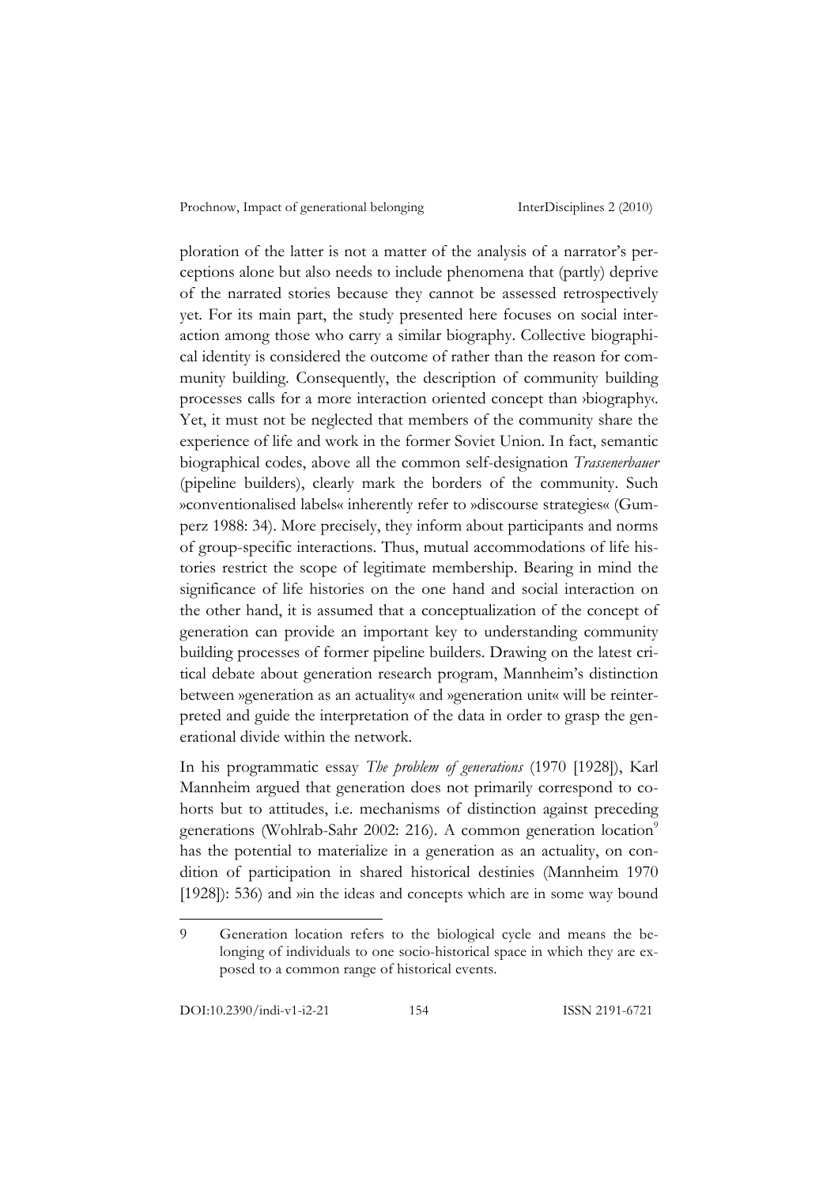ploration of the latter is not a matter of the analysis of a narrator's perceptions alone but also needs to include phenomena that (partly) deprive of the narrated stories because they cannot be assessed retrospectively yet. For its main part, the study presented here focuses on social interaction among those who carry a similar biography. Collective biographical identity is considered the outcome of rather than the reason for community building. Consequently, the description of community building processes calls for a more interaction oriented concept than ›biography‹. Yet, it must not be neglected that members of the community share the experience of life and work in the former Soviet Union. In fact, semantic biographical codes, above all the common self-designation *Trassenerbauer* (pipeline builders), clearly mark the borders of the community. Such »conventionalised labels« inherently refer to »discourse strategies« (Gumperz 1988: 34). More precisely, they inform about participants and norms of group-specific interactions. Thus, mutual accommodations of life histories restrict the scope of legitimate membership. Bearing in mind the significance of life histories on the one hand and social interaction on the other hand, it is assumed that a conceptualization of the concept of generation can provide an important key to understanding community building processes of former pipeline builders. Drawing on the latest critical debate about generation research program, Mannheim's distinction between »generation as an actuality« and »generation unit« will be reinterpreted and guide the interpretation of the data in order to grasp the generational divide within the network.

In his programmatic essay *The problem of generations* (1970 [1928]), Karl Mannheim argued that generation does not primarily correspond to cohorts but to attitudes, i.e. mechanisms of distinction against preceding generations (Wohlrab-Sahr 2002: 216). A common generation location[9] has the potential to materialize in a generation as an actuality, on condition of participation in shared historical destinies (Mannheim 1970 [1928]): 536) and »in the ideas and concepts which are in some way bound

9 Generation location refers to the biological cycle and means the belonging of individuals to one socio-historical space in which they are exposed to a common range of historical events.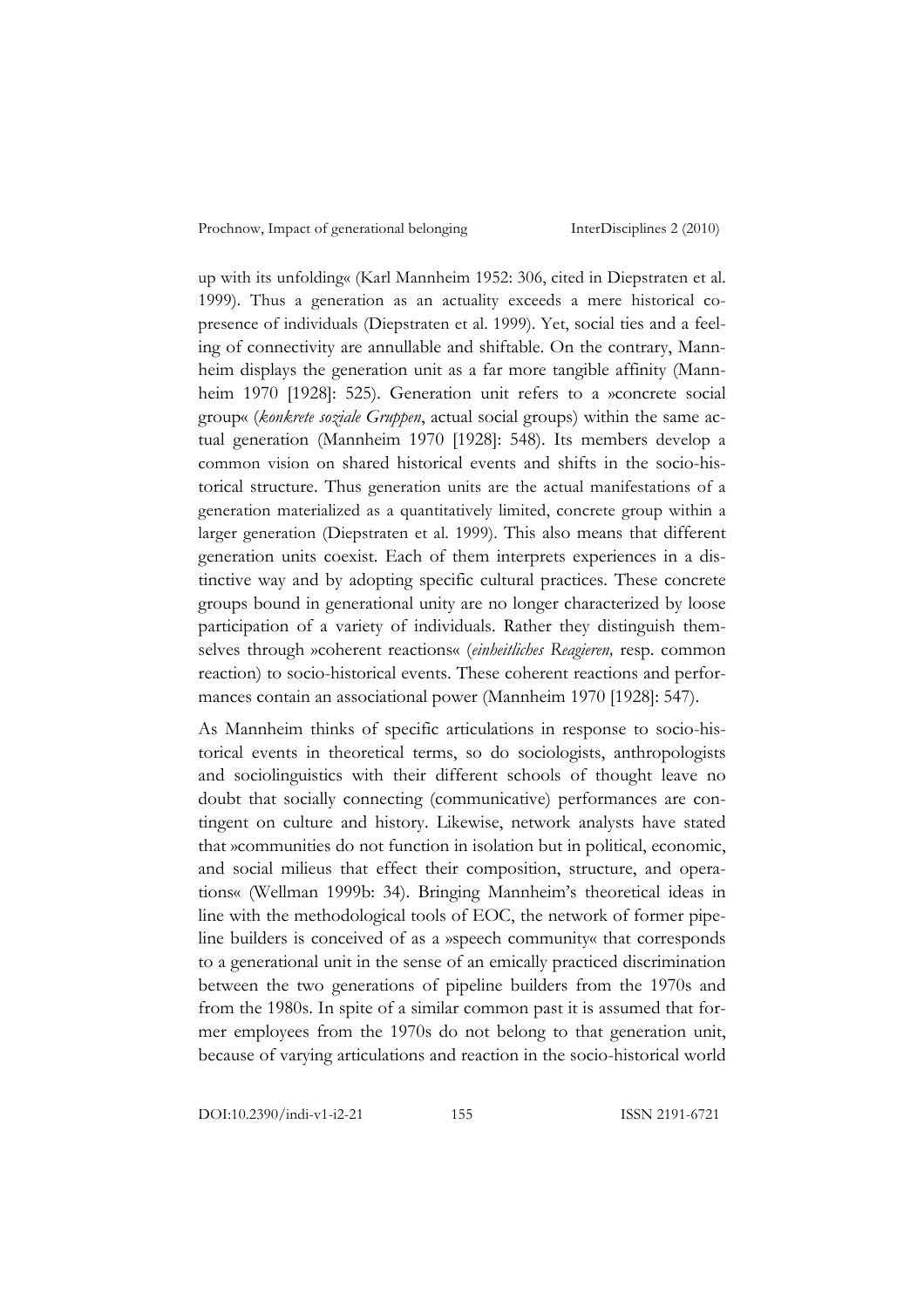up with its unfolding« (Karl Mannheim 1952: 306, cited in Diepstraten et al. 1999). Thus a generation as an actuality exceeds a mere historical co-presence of individuals (Diepstraten et al. 1999). Yet, social ties and a feeling of connectivity are annullable and shiftable. On the contrary, Mannheim displays the generation unit as a far more tangible affinity (Mannheim 1970 [1928]: 525). Generation unit refers to a »concrete social group« (*konkrete soziale Gruppen*, actual social groups) within the same actual generation (Mannheim 1970 [1928]: 548). Its members develop a common vision on shared historical events and shifts in the socio-historical structure. Thus generation units are the actual manifestations of a generation materialized as a quantitatively limited, concrete group within a larger generation (Diepstraten et al. 1999). This also means that different generation units coexist. Each of them interprets experiences in a distinctive way and by adopting specific cultural practices. These concrete groups bound in generational unity are no longer characterized by loose participation of a variety of individuals. Rather they distinguish themselves through »coherent reactions« (*einheitliches Reagieren,* resp. common reaction) to socio-historical events. These coherent reactions and performances contain an associational power (Mannheim 1970 [1928]: 547).

As Mannheim thinks of specific articulations in response to socio-historical events in theoretical terms, so do sociologists, anthropologists and sociolinguistics with their different schools of thought leave no doubt that socially connecting (communicative) performances are contingent on culture and history. Likewise, network analysts have stated that »communities do not function in isolation but in political, economic, and social milieus that effect their composition, structure, and operations« (Wellman 1999b: 34). Bringing Mannheim's theoretical ideas in line with the methodological tools of EOC, the network of former pipeline builders is conceived of as a »speech community« that corresponds to a generational unit in the sense of an emically practiced discrimination between the two generations of pipeline builders from the 1970s and from the 1980s. In spite of a similar common past it is assumed that former employees from the 1970s do not belong to that generation unit, because of varying articulations and reaction in the socio-historical world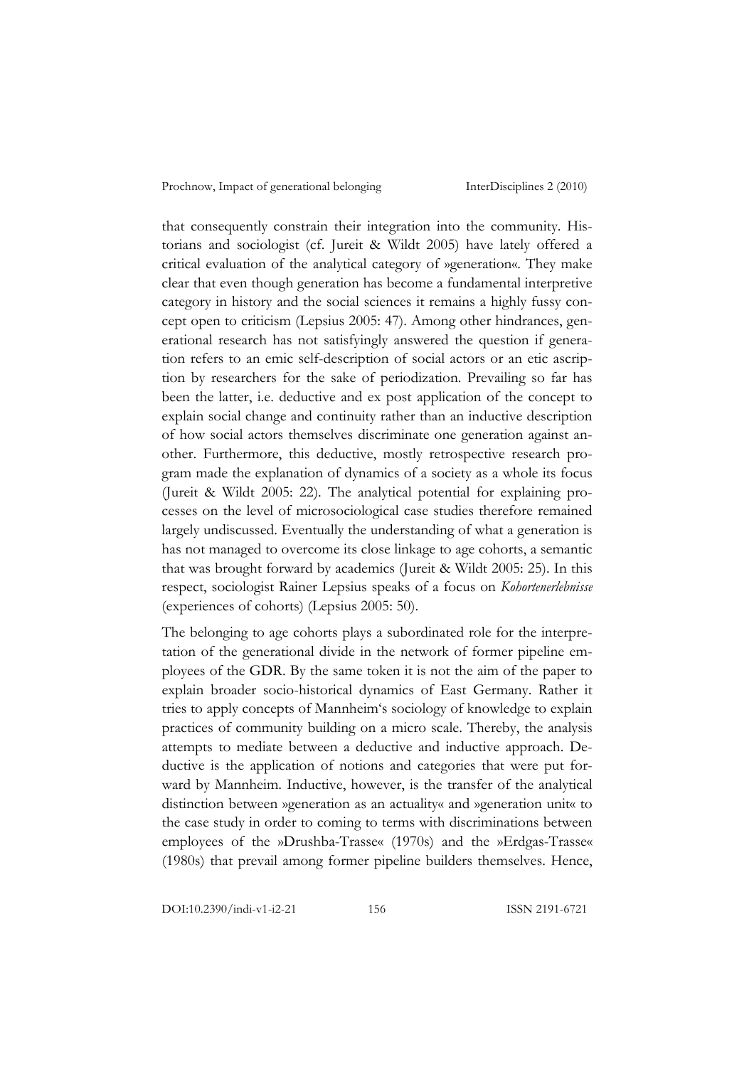that consequently constrain their integration into the community. Historians and sociologist (cf. Jureit & Wildt 2005) have lately offered a critical evaluation of the analytical category of »generation«. They make clear that even though generation has become a fundamental interpretive category in history and the social sciences it remains a highly fussy concept open to criticism (Lepsius 2005: 47). Among other hindrances, generational research has not satisfyingly answered the question if generation refers to an emic self-description of social actors or an etic ascription by researchers for the sake of periodization. Prevailing so far has been the latter, i.e. deductive and ex post application of the concept to explain social change and continuity rather than an inductive description of how social actors themselves discriminate one generation against another. Furthermore, this deductive, mostly retrospective research program made the explanation of dynamics of a society as a whole its focus (Jureit & Wildt 2005: 22). The analytical potential for explaining processes on the level of microsociological case studies therefore remained largely undiscussed. Eventually the understanding of what a generation is has not managed to overcome its close linkage to age cohorts, a semantic that was brought forward by academics (Jureit & Wildt 2005: 25). In this respect, sociologist Rainer Lepsius speaks of a focus on *Kohortenerlebnisse* (experiences of cohorts) (Lepsius 2005: 50).

The belonging to age cohorts plays a subordinated role for the interpretation of the generational divide in the network of former pipeline employees of the GDR. By the same token it is not the aim of the paper to explain broader socio-historical dynamics of East Germany. Rather it tries to apply concepts of Mannheim's sociology of knowledge to explain practices of community building on a micro scale. Thereby, the analysis attempts to mediate between a deductive and inductive approach. Deductive is the application of notions and categories that were put forward by Mannheim. Inductive, however, is the transfer of the analytical distinction between »generation as an actuality« and »generation unit« to the case study in order to coming to terms with discriminations between employees of the »Drushba-Trasse« (1970s) and the »Erdgas-Trasse« (1980s) that prevail among former pipeline builders themselves. Hence,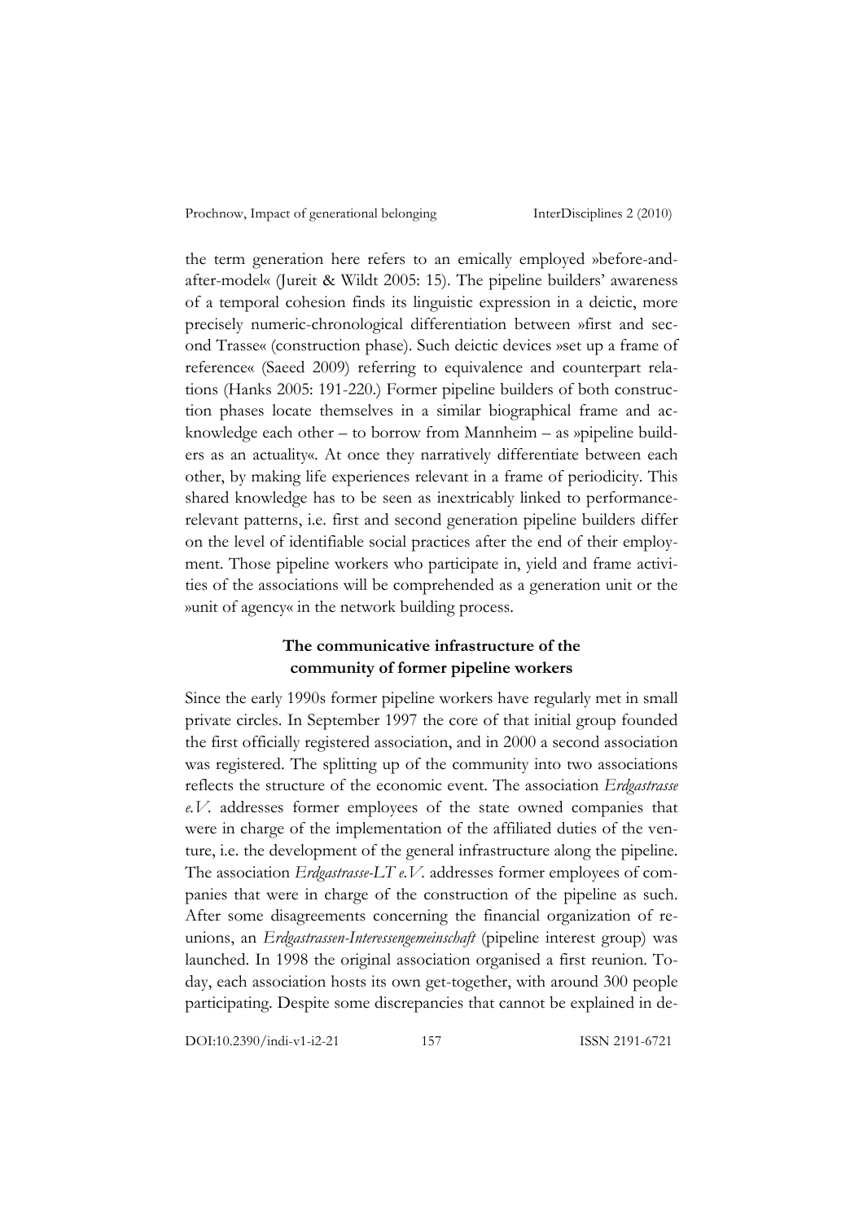the term generation here refers to an emically employed »before-and-after-model« (Jureit & Wildt 2005: 15). The pipeline builders' awareness of a temporal cohesion finds its linguistic expression in a deictic, more precisely numeric-chronological differentiation between »first and second Trasse« (construction phase). Such deictic devices »set up a frame of reference« (Saeed 2009) referring to equivalence and counterpart relations (Hanks 2005: 191-220.) Former pipeline builders of both construction phases locate themselves in a similar biographical frame and acknowledge each other – to borrow from Mannheim – as »pipeline builders as an actuality«. At once they narratively differentiate between each other, by making life experiences relevant in a frame of periodicity. This shared knowledge has to be seen as inextricably linked to performance-relevant patterns, i.e. first and second generation pipeline builders differ on the level of identifiable social practices after the end of their employment. Those pipeline workers who participate in, yield and frame activities of the associations will be comprehended as a generation unit or the »unit of agency« in the network building process.

## The communicative infrastructure of the community of former pipeline workers

Since the early 1990s former pipeline workers have regularly met in small private circles. In September 1997 the core of that initial group founded the first officially registered association, and in 2000 a second association was registered. The splitting up of the community into two associations reflects the structure of the economic event. The association *Erdgastrasse e.V.* addresses former employees of the state owned companies that were in charge of the implementation of the affiliated duties of the venture, i.e. the development of the general infrastructure along the pipeline. The association *Erdgastrasse-LT e.V.* addresses former employees of companies that were in charge of the construction of the pipeline as such. After some disagreements concerning the financial organization of reunions, an *Erdgastrassen-Interessengemeinschaft* (pipeline interest group) was launched. In 1998 the original association organised a first reunion. Today, each association hosts its own get-together, with around 300 people participating. Despite some discrepancies that cannot be explained in de-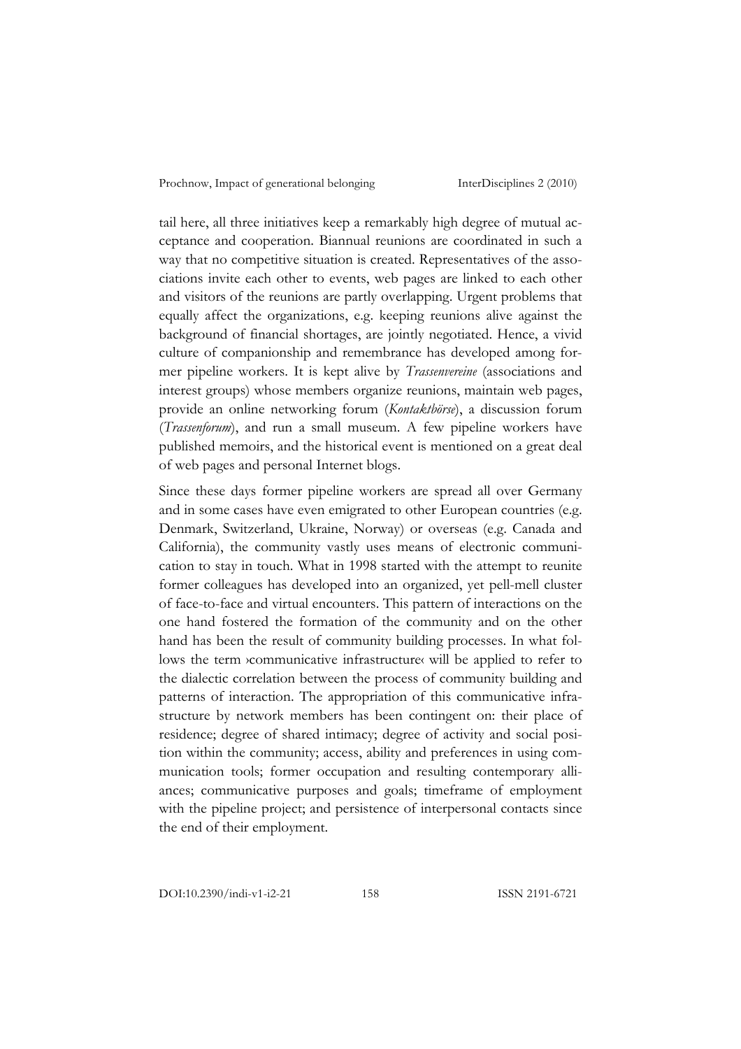tail here, all three initiatives keep a remarkably high degree of mutual acceptance and cooperation. Biannual reunions are coordinated in such a way that no competitive situation is created. Representatives of the associations invite each other to events, web pages are linked to each other and visitors of the reunions are partly overlapping. Urgent problems that equally affect the organizations, e.g. keeping reunions alive against the background of financial shortages, are jointly negotiated. Hence, a vivid culture of companionship and remembrance has developed among former pipeline workers. It is kept alive by *Trassenvereine* (associations and interest groups) whose members organize reunions, maintain web pages, provide an online networking forum (*Kontaktbörse*), a discussion forum (*Trassenforum*), and run a small museum. A few pipeline workers have published memoirs, and the historical event is mentioned on a great deal of web pages and personal Internet blogs.

Since these days former pipeline workers are spread all over Germany and in some cases have even emigrated to other European countries (e.g. Denmark, Switzerland, Ukraine, Norway) or overseas (e.g. Canada and California), the community vastly uses means of electronic communication to stay in touch. What in 1998 started with the attempt to reunite former colleagues has developed into an organized, yet pell-mell cluster of face-to-face and virtual encounters. This pattern of interactions on the one hand fostered the formation of the community and on the other hand has been the result of community building processes. In what follows the term ›communicative infrastructure‹ will be applied to refer to the dialectic correlation between the process of community building and patterns of interaction. The appropriation of this communicative infrastructure by network members has been contingent on: their place of residence; degree of shared intimacy; degree of activity and social position within the community; access, ability and preferences in using communication tools; former occupation and resulting contemporary alliances; communicative purposes and goals; timeframe of employment with the pipeline project; and persistence of interpersonal contacts since the end of their employment.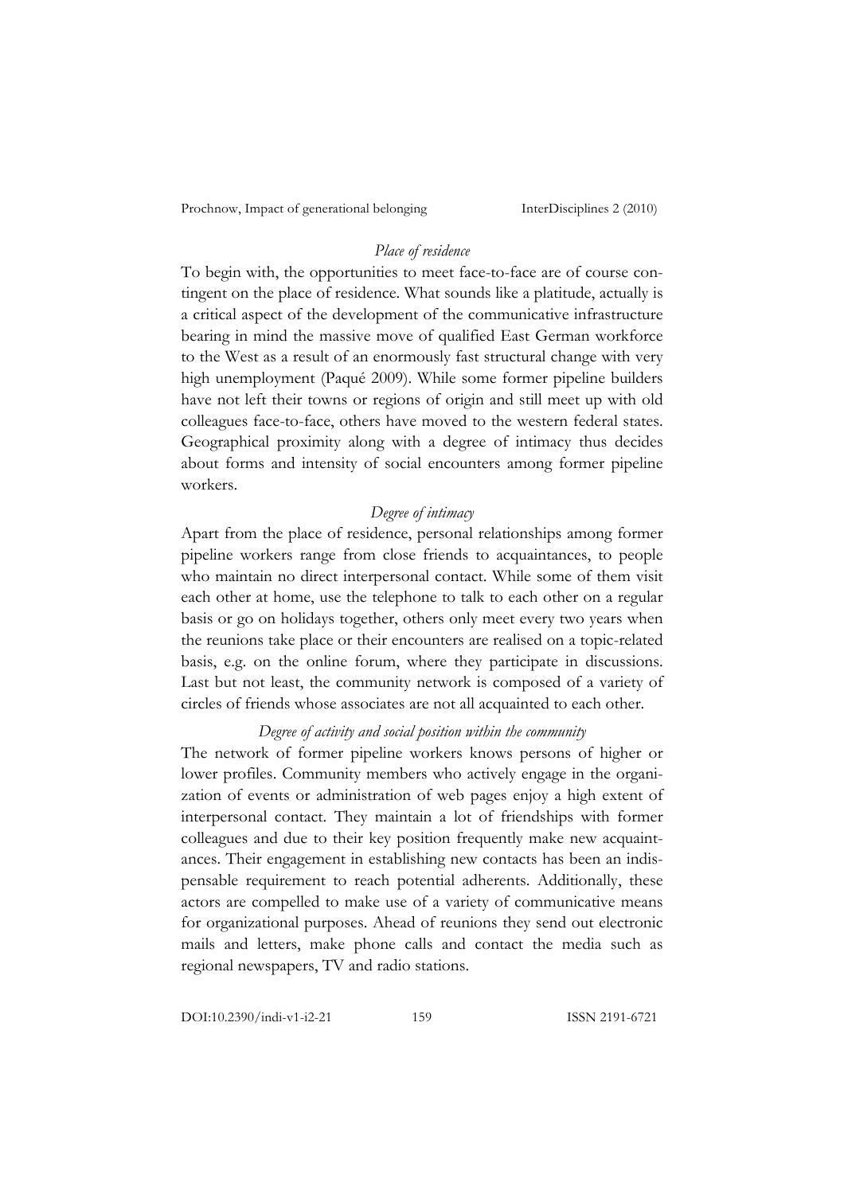*Place of residence*

To begin with, the opportunities to meet face-to-face are of course contingent on the place of residence. What sounds like a platitude, actually is a critical aspect of the development of the communicative infrastructure bearing in mind the massive move of qualified East German workforce to the West as a result of an enormously fast structural change with very high unemployment (Paqué 2009). While some former pipeline builders have not left their towns or regions of origin and still meet up with old colleagues face-to-face, others have moved to the western federal states. Geographical proximity along with a degree of intimacy thus decides about forms and intensity of social encounters among former pipeline workers.

*Degree of intimacy*

Apart from the place of residence, personal relationships among former pipeline workers range from close friends to acquaintances, to people who maintain no direct interpersonal contact. While some of them visit each other at home, use the telephone to talk to each other on a regular basis or go on holidays together, others only meet every two years when the reunions take place or their encounters are realised on a topic-related basis, e.g. on the online forum, where they participate in discussions. Last but not least, the community network is composed of a variety of circles of friends whose associates are not all acquainted to each other.

*Degree of activity and social position within the community*

The network of former pipeline workers knows persons of higher or lower profiles. Community members who actively engage in the organization of events or administration of web pages enjoy a high extent of interpersonal contact. They maintain a lot of friendships with former colleagues and due to their key position frequently make new acquaintances. Their engagement in establishing new contacts has been an indispensable requirement to reach potential adherents. Additionally, these actors are compelled to make use of a variety of communicative means for organizational purposes. Ahead of reunions they send out electronic mails and letters, make phone calls and contact the media such as regional newspapers, TV and radio stations.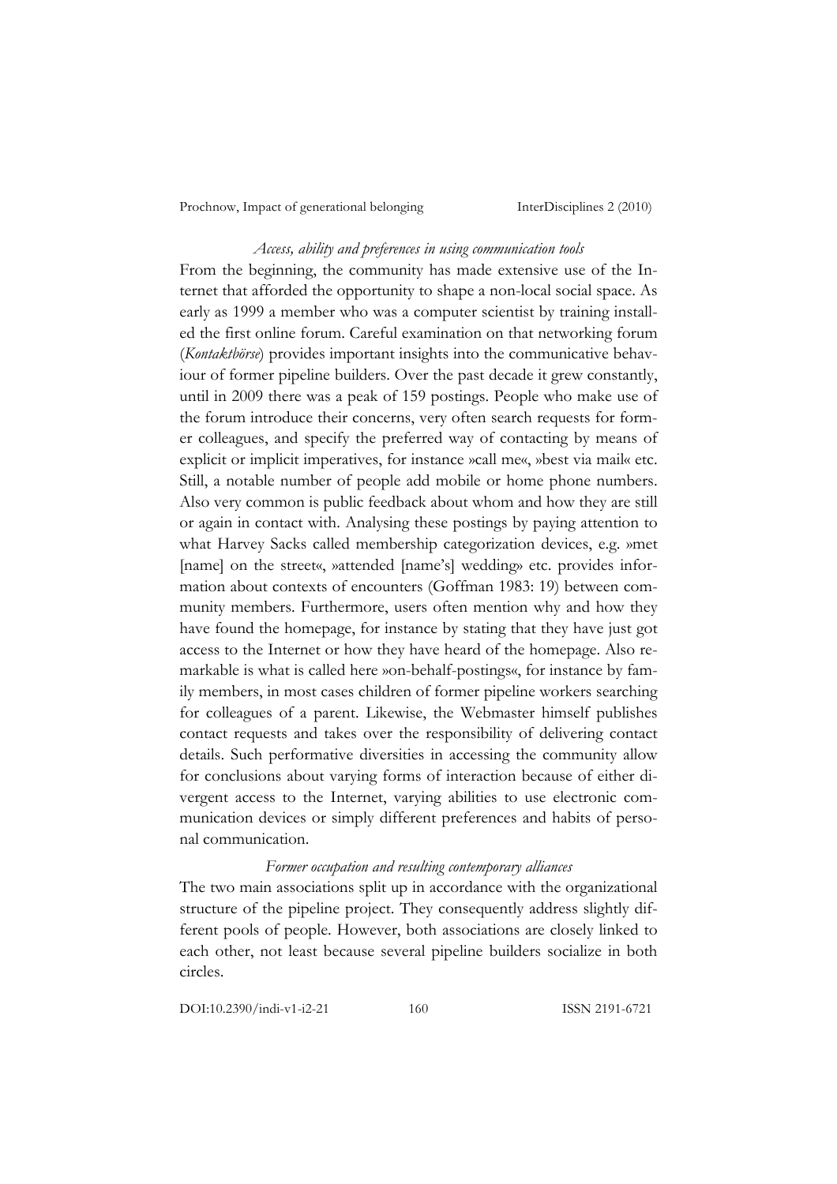*Access, ability and preferences in using communication tools*

From the beginning, the community has made extensive use of the Internet that afforded the opportunity to shape a non-local social space. As early as 1999 a member who was a computer scientist by training installed the first online forum. Careful examination on that networking forum (*Kontaktbörse*) provides important insights into the communicative behaviour of former pipeline builders. Over the past decade it grew constantly, until in 2009 there was a peak of 159 postings. People who make use of the forum introduce their concerns, very often search requests for former colleagues, and specify the preferred way of contacting by means of explicit or implicit imperatives, for instance »call me«, »best via mail« etc. Still, a notable number of people add mobile or home phone numbers. Also very common is public feedback about whom and how they are still or again in contact with. Analysing these postings by paying attention to what Harvey Sacks called membership categorization devices, e.g. »met [name] on the street«, »attended [name's] wedding» etc. provides information about contexts of encounters (Goffman 1983: 19) between community members. Furthermore, users often mention why and how they have found the homepage, for instance by stating that they have just got access to the Internet or how they have heard of the homepage. Also remarkable is what is called here »on-behalf-postings«, for instance by family members, in most cases children of former pipeline workers searching for colleagues of a parent. Likewise, the Webmaster himself publishes contact requests and takes over the responsibility of delivering contact details. Such performative diversities in accessing the community allow for conclusions about varying forms of interaction because of either divergent access to the Internet, varying abilities to use electronic communication devices or simply different preferences and habits of personal communication.

*Former occupation and resulting contemporary alliances*

The two main associations split up in accordance with the organizational structure of the pipeline project. They consequently address slightly different pools of people. However, both associations are closely linked to each other, not least because several pipeline builders socialize in both circles.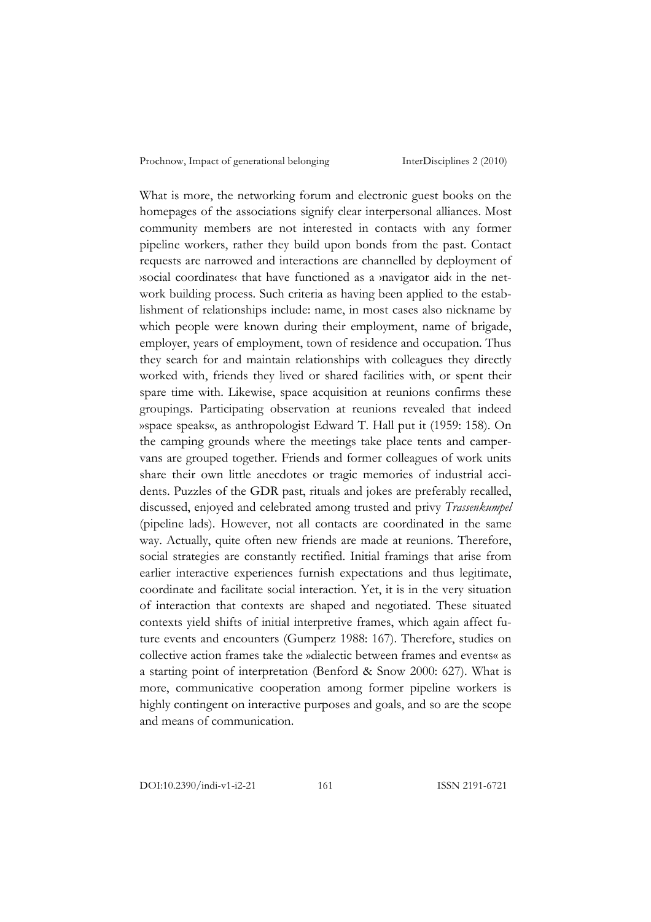What is more, the networking forum and electronic guest books on the homepages of the associations signify clear interpersonal alliances. Most community members are not interested in contacts with any former pipeline workers, rather they build upon bonds from the past. Contact requests are narrowed and interactions are channelled by deployment of ›social coordinates‹ that have functioned as a ›navigator aid‹ in the network building process. Such criteria as having been applied to the establishment of relationships include: name, in most cases also nickname by which people were known during their employment, name of brigade, employer, years of employment, town of residence and occupation. Thus they search for and maintain relationships with colleagues they directly worked with, friends they lived or shared facilities with, or spent their spare time with. Likewise, space acquisition at reunions confirms these groupings. Participating observation at reunions revealed that indeed »space speaks«, as anthropologist Edward T. Hall put it (1959: 158). On the camping grounds where the meetings take place tents and campervans are grouped together. Friends and former colleagues of work units share their own little anecdotes or tragic memories of industrial accidents. Puzzles of the GDR past, rituals and jokes are preferably recalled, discussed, enjoyed and celebrated among trusted and privy *Trassenkumpel* (pipeline lads). However, not all contacts are coordinated in the same way. Actually, quite often new friends are made at reunions. Therefore, social strategies are constantly rectified. Initial framings that arise from earlier interactive experiences furnish expectations and thus legitimate, coordinate and facilitate social interaction. Yet, it is in the very situation of interaction that contexts are shaped and negotiated. These situated contexts yield shifts of initial interpretive frames, which again affect future events and encounters (Gumperz 1988: 167). Therefore, studies on collective action frames take the »dialectic between frames and events« as a starting point of interpretation (Benford & Snow 2000: 627). What is more, communicative cooperation among former pipeline workers is highly contingent on interactive purposes and goals, and so are the scope and means of communication.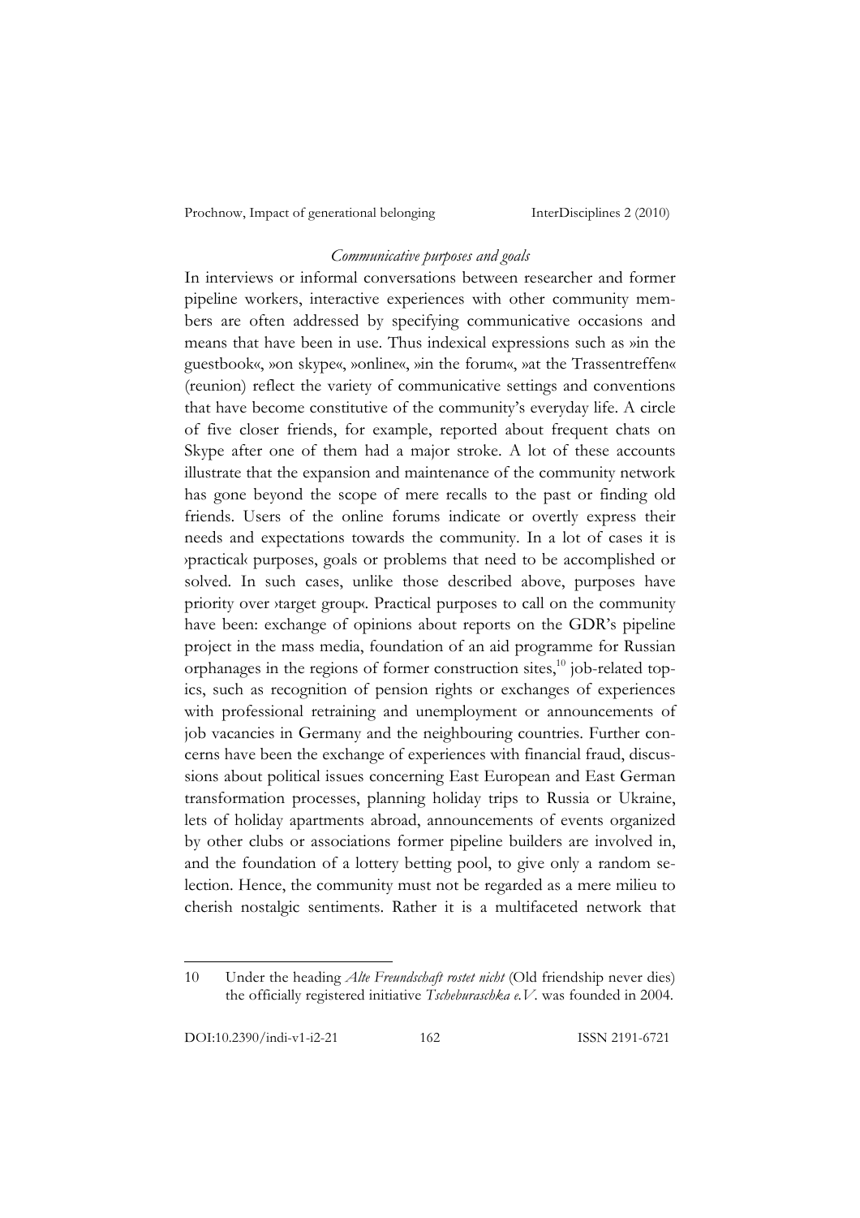### *Communicative purposes and goals*

In interviews or informal conversations between researcher and former pipeline workers, interactive experiences with other community members are often addressed by specifying communicative occasions and means that have been in use. Thus indexical expressions such as »in the guestbook«, »on skype«, »online«, »in the forum«, »at the Trassentreffen« (reunion) reflect the variety of communicative settings and conventions that have become constitutive of the community's everyday life. A circle of five closer friends, for example, reported about frequent chats on Skype after one of them had a major stroke. A lot of these accounts illustrate that the expansion and maintenance of the community network has gone beyond the scope of mere recalls to the past or finding old friends. Users of the online forums indicate or overtly express their needs and expectations towards the community. In a lot of cases it is ›practical‹ purposes, goals or problems that need to be accomplished or solved. In such cases, unlike those described above, purposes have priority over ›target group‹. Practical purposes to call on the community have been: exchange of opinions about reports on the GDR's pipeline project in the mass media, foundation of an aid programme for Russian orphanages in the regions of former construction sites,[10] job-related topics, such as recognition of pension rights or exchanges of experiences with professional retraining and unemployment or announcements of job vacancies in Germany and the neighbouring countries. Further concerns have been the exchange of experiences with financial fraud, discussions about political issues concerning East European and East German transformation processes, planning holiday trips to Russia or Ukraine, lets of holiday apartments abroad, announcements of events organized by other clubs or associations former pipeline builders are involved in, and the foundation of a lottery betting pool, to give only a random selection. Hence, the community must not be regarded as a mere milieu to cherish nostalgic sentiments. Rather it is a multifaceted network that

---

10 Under the heading *Alte Freundschaft rostet nicht* (Old friendship never dies) the officially registered initiative *Tscheburaschka e.V.* was founded in 2004.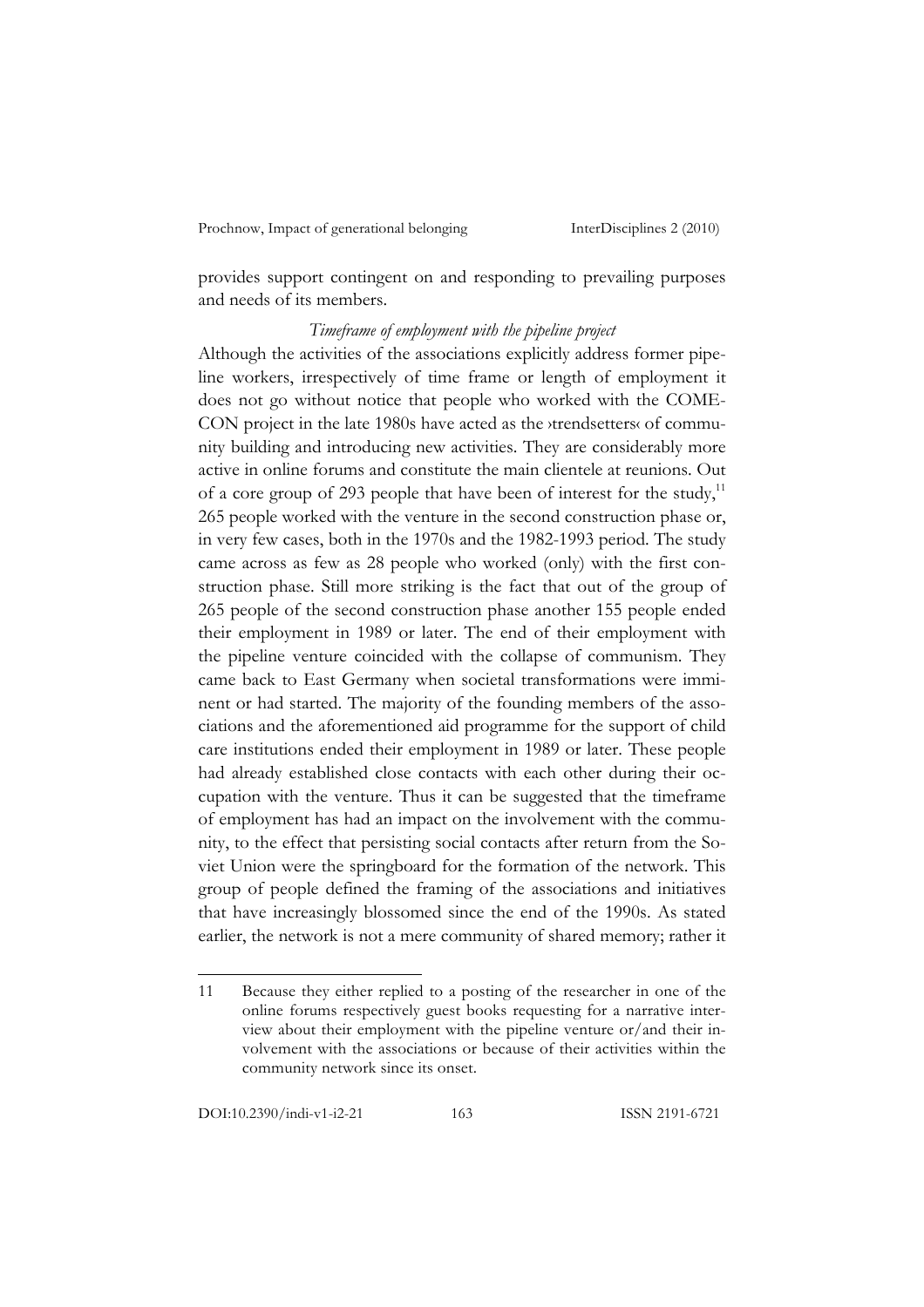provides support contingent on and responding to prevailing purposes and needs of its members.

*Timeframe of employment with the pipeline project*

Although the activities of the associations explicitly address former pipeline workers, irrespectively of time frame or length of employment it does not go without notice that people who worked with the COMECON project in the late 1980s have acted as the ›trendsetters‹ of community building and introducing new activities. They are considerably more active in online forums and constitute the main clientele at reunions. Out of a core group of 293 people that have been of interest for the study,[11] 265 people worked with the venture in the second construction phase or, in very few cases, both in the 1970s and the 1982-1993 period. The study came across as few as 28 people who worked (only) with the first construction phase. Still more striking is the fact that out of the group of 265 people of the second construction phase another 155 people ended their employment in 1989 or later. The end of their employment with the pipeline venture coincided with the collapse of communism. They came back to East Germany when societal transformations were imminent or had started. The majority of the founding members of the associations and the aforementioned aid programme for the support of child care institutions ended their employment in 1989 or later. These people had already established close contacts with each other during their occupation with the venture. Thus it can be suggested that the timeframe of employment has had an impact on the involvement with the community, to the effect that persisting social contacts after return from the Soviet Union were the springboard for the formation of the network. This group of people defined the framing of the associations and initiatives that have increasingly blossomed since the end of the 1990s. As stated earlier, the network is not a mere community of shared memory; rather it

---

11 Because they either replied to a posting of the researcher in one of the online forums respectively guest books requesting for a narrative interview about their employment with the pipeline venture or/and their involvement with the associations or because of their activities within the community network since its onset.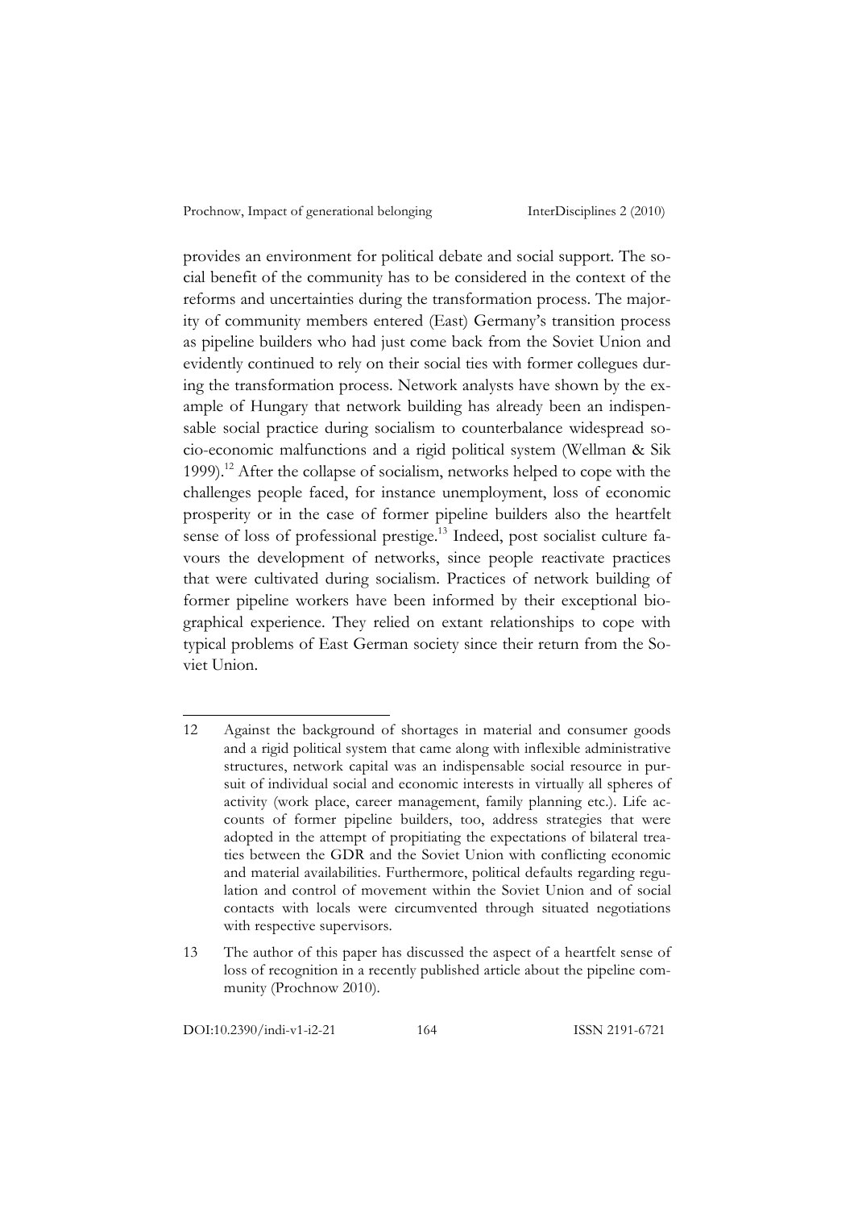provides an environment for political debate and social support. The social benefit of the community has to be considered in the context of the reforms and uncertainties during the transformation process. The majority of community members entered (East) Germany's transition process as pipeline builders who had just come back from the Soviet Union and evidently continued to rely on their social ties with former collegues during the transformation process. Network analysts have shown by the example of Hungary that network building has already been an indispensable social practice during socialism to counterbalance widespread socio-economic malfunctions and a rigid political system (Wellman & Sik 1999).[12] After the collapse of socialism, networks helped to cope with the challenges people faced, for instance unemployment, loss of economic prosperity or in the case of former pipeline builders also the heartfelt sense of loss of professional prestige.[13] Indeed, post socialist culture favours the development of networks, since people reactivate practices that were cultivated during socialism. Practices of network building of former pipeline workers have been informed by their exceptional biographical experience. They relied on extant relationships to cope with typical problems of East German society since their return from the Soviet Union.

---

12 Against the background of shortages in material and consumer goods and a rigid political system that came along with inflexible administrative structures, network capital was an indispensable social resource in pursuit of individual social and economic interests in virtually all spheres of activity (work place, career management, family planning etc.). Life accounts of former pipeline builders, too, address strategies that were adopted in the attempt of propitiating the expectations of bilateral treaties between the GDR and the Soviet Union with conflicting economic and material availabilities. Furthermore, political defaults regarding regulation and control of movement within the Soviet Union and of social contacts with locals were circumvented through situated negotiations with respective supervisors.

13 The author of this paper has discussed the aspect of a heartfelt sense of loss of recognition in a recently published article about the pipeline community (Prochnow 2010).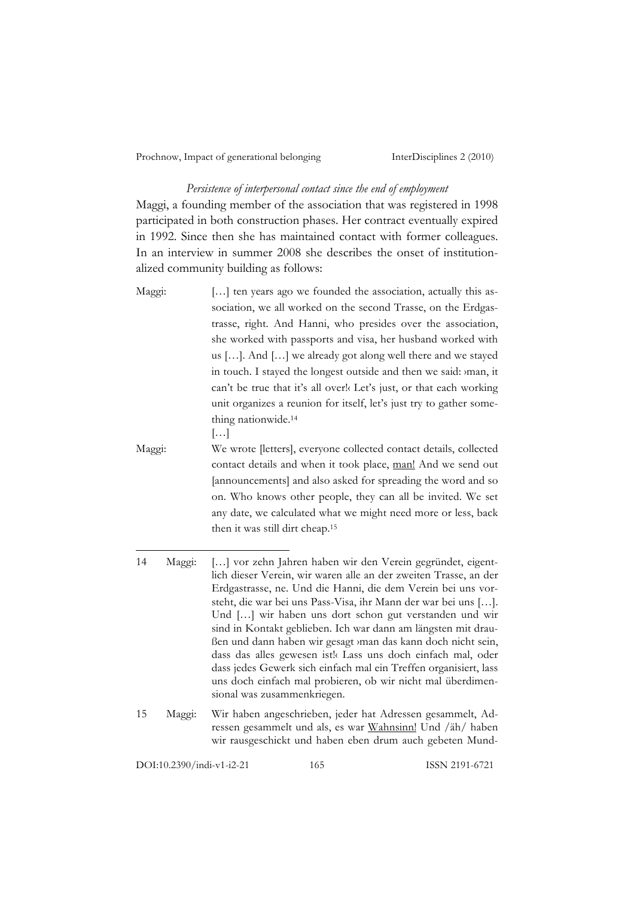*Persistence of interpersonal contact since the end of employment*

Maggi, a founding member of the association that was registered in 1998 participated in both construction phases. Her contract eventually expired in 1992. Since then she has maintained contact with former colleagues. In an interview in summer 2008 she describes the onset of institutionalized community building as follows:

Maggi: […] ten years ago we founded the association, actually this association, we all worked on the second Trasse, on the Erdgastrasse, right. And Hanni, who presides over the association, she worked with passports and visa, her husband worked with us […]. And […] we already got along well there and we stayed in touch. I stayed the longest outside and then we said: ›man, it can't be true that it's all over!‹ Let's just, or that each working unit organizes a reunion for itself, let's just try to gather something nationwide.[14]

[…]

Maggi: We wrote [letters], everyone collected contact details, collected contact details and when it took place, <u>man!</u> And we send out [announcements] and also asked for spreading the word and so on. Who knows other people, they can all be invited. We set any date, we calculated what we might need more or less, back then it was still dirt cheap.[15]

---

14 Maggi: […] vor zehn Jahren haben wir den Verein gegründet, eigentlich dieser Verein, wir waren alle an der zweiten Trasse, an der Erdgastrasse, ne. Und die Hanni, die dem Verein bei uns vorsteht, die war bei uns Pass-Visa, ihr Mann der war bei uns […]. Und […] wir haben uns dort schon gut verstanden und wir sind in Kontakt geblieben. Ich war dann am längsten mit draußen und dann haben wir gesagt ›man das kann doch nicht sein, dass das alles gewesen ist!‹ Lass uns doch einfach mal, oder dass jedes Gewerk sich einfach mal ein Treffen organisiert, lass uns doch einfach mal probieren, ob wir nicht mal überdimensional was zusammenkriegen.

15 Maggi: Wir haben angeschrieben, jeder hat Adressen gesammelt, Adressen gesammelt und als, es war <u>Wahnsinn</u>! Und /äh/ haben wir rausgeschickt und haben eben drum auch gebeten Mund-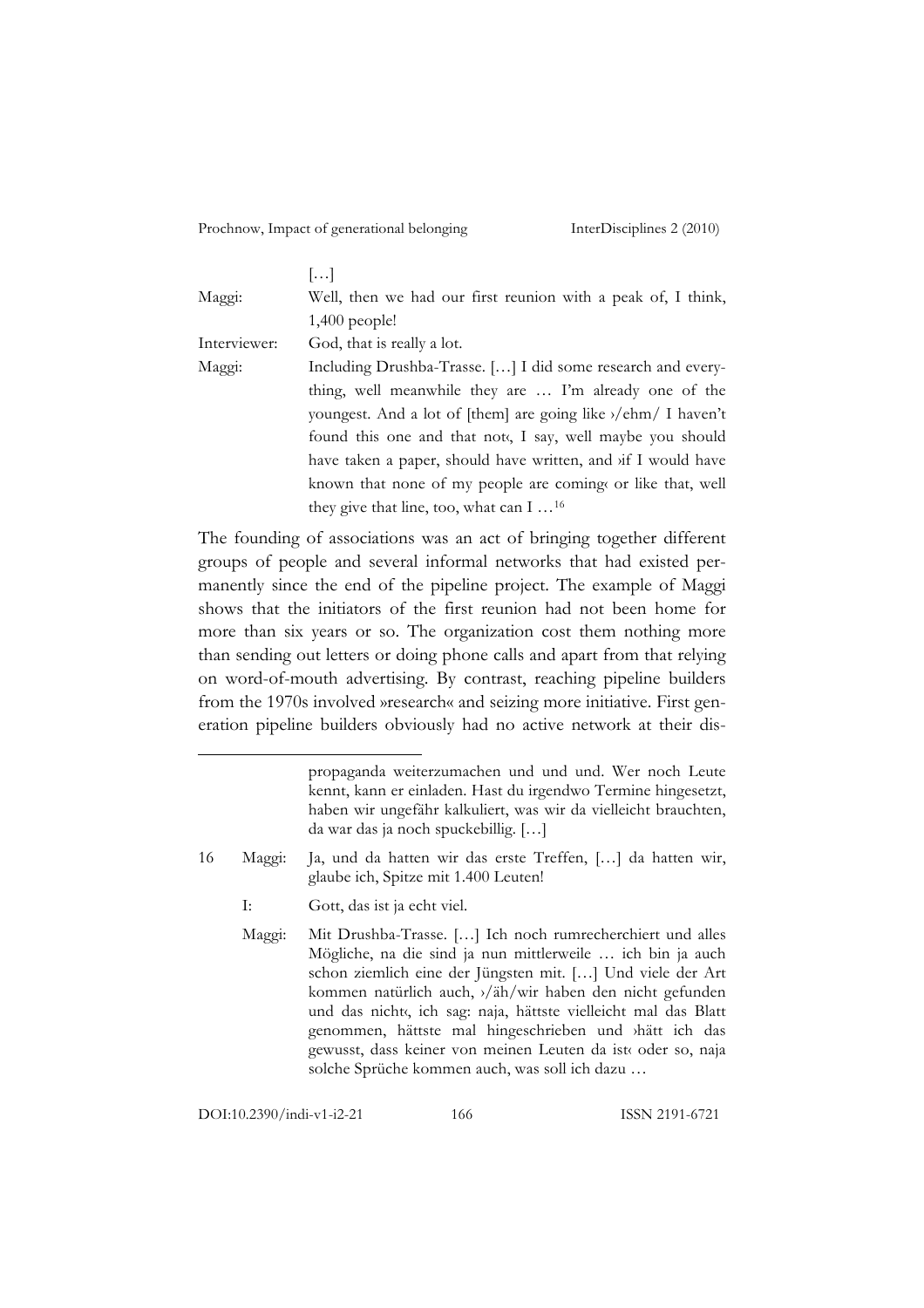[…]

Maggi: Well, then we had our first reunion with a peak of, I think, 1,400 people!

Interviewer: God, that is really a lot.

Maggi: Including Drushba-Trasse. […] I did some research and everything, well meanwhile they are … I'm already one of the youngest. And a lot of [them] are going like ›/ehm/ I haven't found this one and that not‹, I say, well maybe you should have taken a paper, should have written, and ›if I would have known that none of my people are coming‹ or like that, well they give that line, too, what can I …[16]

The founding of associations was an act of bringing together different groups of people and several informal networks that had existed permanently since the end of the pipeline project. The example of Maggi shows that the initiators of the first reunion had not been home for more than six years or so. The organization cost them nothing more than sending out letters or doing phone calls and apart from that relying on word-of-mouth advertising. By contrast, reaching pipeline builders from the 1970s involved »research« and seizing more initiative. First generation pipeline builders obviously had no active network at their dis-

---

propaganda weiterzumachen und und und. Wer noch Leute kennt, kann er einladen. Hast du irgendwo Termine hingesetzt, haben wir ungefähr kalkuliert, was wir da vielleicht brauchten, da war das ja noch spuckebillig. […]

16 Maggi: Ja, und da hatten wir das erste Treffen, […] da hatten wir, glaube ich, Spitze mit 1.400 Leuten!

I: Gott, das ist ja echt viel.

Maggi: Mit Drushba-Trasse. […] Ich noch rumrecherchiert und alles Mögliche, na die sind ja nun mittlerweile … ich bin ja auch schon ziemlich eine der Jüngsten mit. […] Und viele der Art kommen natürlich auch, ›/äh/wir haben den nicht gefunden und das nicht‹, ich sag: naja, hättste vielleicht mal das Blatt genommen, hättste mal hingeschrieben und ›hätt ich das gewusst, dass keiner von meinen Leuten da ist‹ oder so, naja solche Sprüche kommen auch, was soll ich dazu …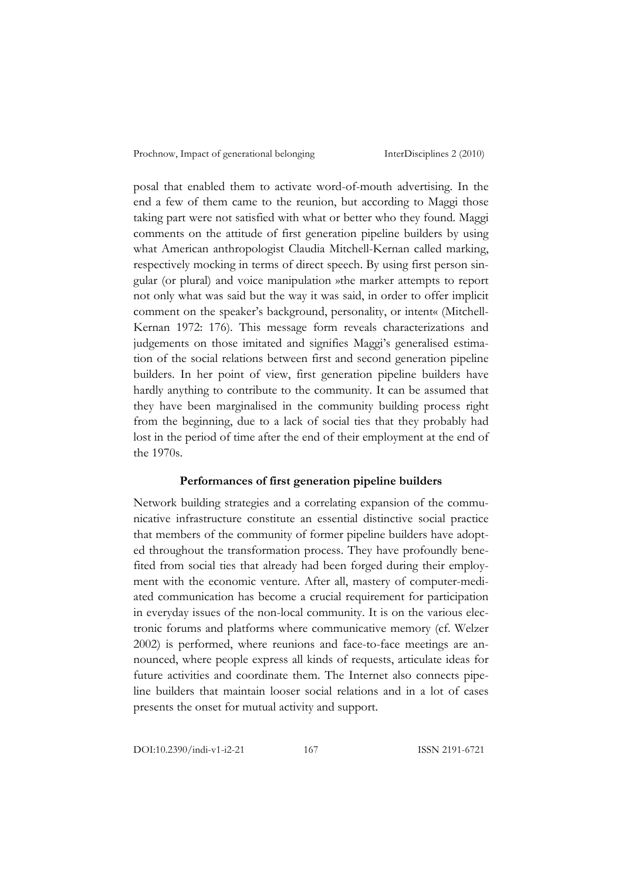posal that enabled them to activate word-of-mouth advertising. In the end a few of them came to the reunion, but according to Maggi those taking part were not satisfied with what or better who they found. Maggi comments on the attitude of first generation pipeline builders by using what American anthropologist Claudia Mitchell-Kernan called marking, respectively mocking in terms of direct speech. By using first person singular (or plural) and voice manipulation »the marker attempts to report not only what was said but the way it was said, in order to offer implicit comment on the speaker's background, personality, or intent« (Mitchell-Kernan 1972: 176). This message form reveals characterizations and judgements on those imitated and signifies Maggi's generalised estimation of the social relations between first and second generation pipeline builders. In her point of view, first generation pipeline builders have hardly anything to contribute to the community. It can be assumed that they have been marginalised in the community building process right from the beginning, due to a lack of social ties that they probably had lost in the period of time after the end of their employment at the end of the 1970s.

### Performances of first generation pipeline builders

Network building strategies and a correlating expansion of the communicative infrastructure constitute an essential distinctive social practice that members of the community of former pipeline builders have adopted throughout the transformation process. They have profoundly benefited from social ties that already had been forged during their employment with the economic venture. After all, mastery of computer-mediated communication has become a crucial requirement for participation in everyday issues of the non-local community. It is on the various electronic forums and platforms where communicative memory (cf. Welzer 2002) is performed, where reunions and face-to-face meetings are announced, where people express all kinds of requests, articulate ideas for future activities and coordinate them. The Internet also connects pipeline builders that maintain looser social relations and in a lot of cases presents the onset for mutual activity and support.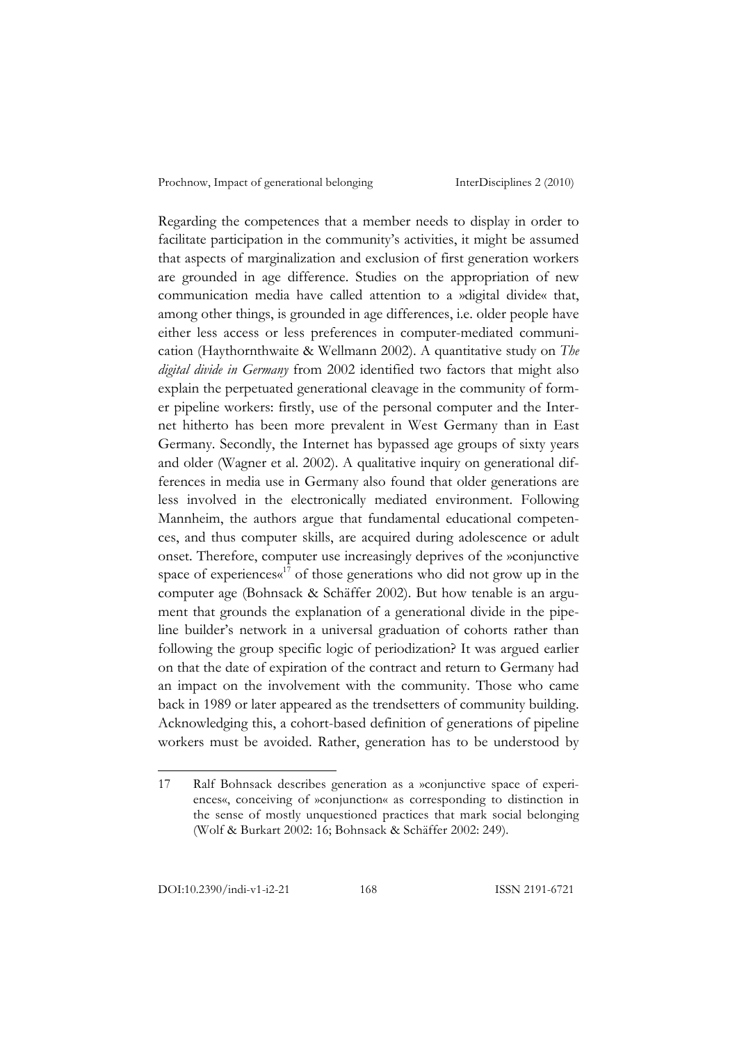Regarding the competences that a member needs to display in order to facilitate participation in the community's activities, it might be assumed that aspects of marginalization and exclusion of first generation workers are grounded in age difference. Studies on the appropriation of new communication media have called attention to a »digital divide« that, among other things, is grounded in age differences, i.e. older people have either less access or less preferences in computer-mediated communication (Haythornthwaite & Wellmann 2002). A quantitative study on *The digital divide in Germany* from 2002 identified two factors that might also explain the perpetuated generational cleavage in the community of former pipeline workers: firstly, use of the personal computer and the Internet hitherto has been more prevalent in West Germany than in East Germany. Secondly, the Internet has bypassed age groups of sixty years and older (Wagner et al. 2002). A qualitative inquiry on generational differences in media use in Germany also found that older generations are less involved in the electronically mediated environment. Following Mannheim, the authors argue that fundamental educational competences, and thus computer skills, are acquired during adolescence or adult onset. Therefore, computer use increasingly deprives of the »conjunctive space of experiences«[17] of those generations who did not grow up in the computer age (Bohnsack & Schäffer 2002). But how tenable is an argument that grounds the explanation of a generational divide in the pipeline builder's network in a universal graduation of cohorts rather than following the group specific logic of periodization? It was argued earlier on that the date of expiration of the contract and return to Germany had an impact on the involvement with the community. Those who came back in 1989 or later appeared as the trendsetters of community building. Acknowledging this, a cohort-based definition of generations of pipeline workers must be avoided. Rather, generation has to be understood by

---

17 Ralf Bohnsack describes generation as a »conjunctive space of experiences«, conceiving of »conjunction« as corresponding to distinction in the sense of mostly unquestioned practices that mark social belonging (Wolf & Burkart 2002: 16; Bohnsack & Schäffer 2002: 249).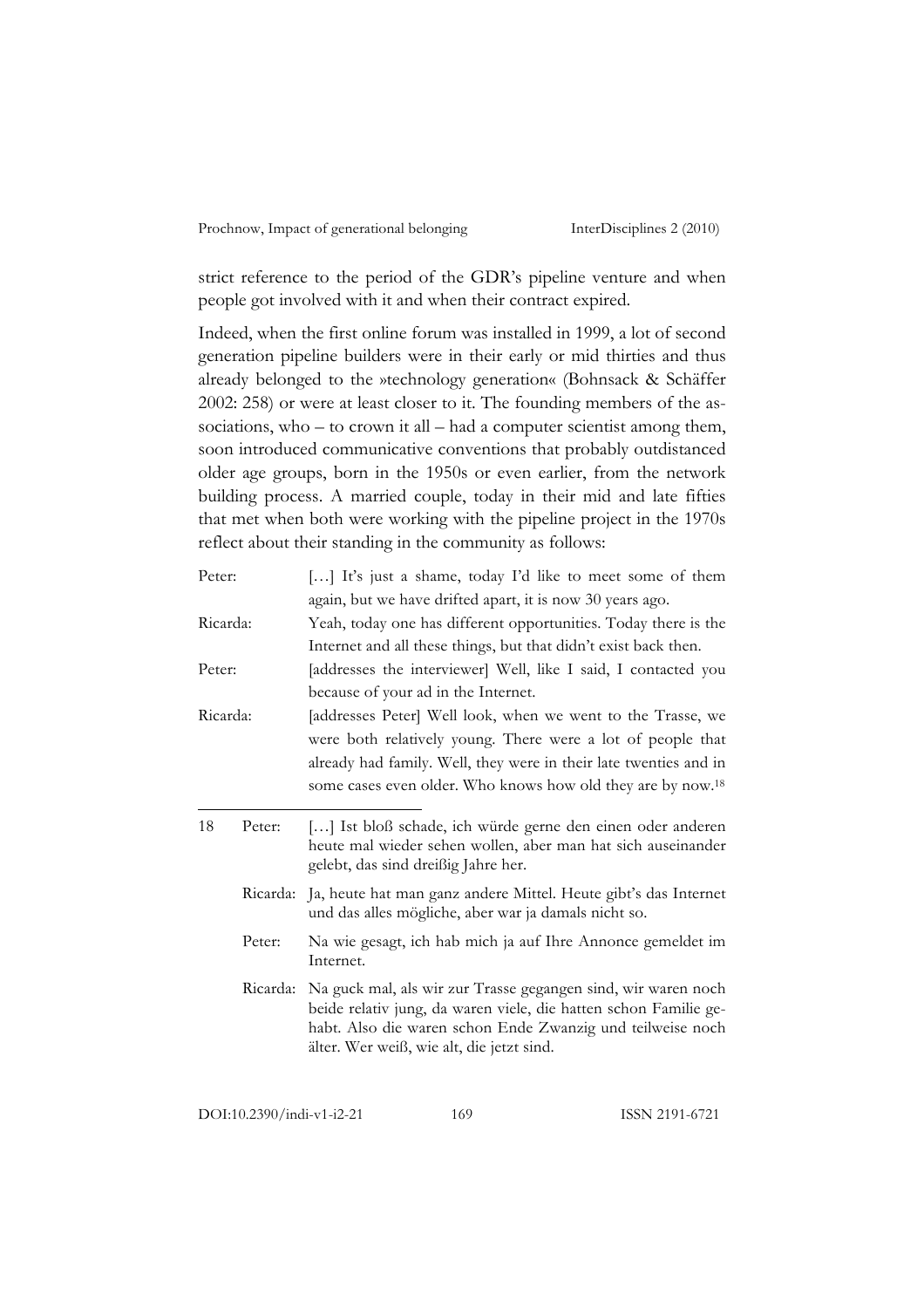strict reference to the period of the GDR's pipeline venture and when people got involved with it and when their contract expired.

Indeed, when the first online forum was installed in 1999, a lot of second generation pipeline builders were in their early or mid thirties and thus already belonged to the »technology generation« (Bohnsack & Schäffer 2002: 258) or were at least closer to it. The founding members of the associations, who – to crown it all – had a computer scientist among them, soon introduced communicative conventions that probably outdistanced older age groups, born in the 1950s or even earlier, from the network building process. A married couple, today in their mid and late fifties that met when both were working with the pipeline project in the 1970s reflect about their standing in the community as follows:

Peter: […] It's just a shame, today I'd like to meet some of them again, but we have drifted apart, it is now 30 years ago.

Ricarda: Yeah, today one has different opportunities. Today there is the Internet and all these things, but that didn't exist back then.

Peter: [addresses the interviewer] Well, like I said, I contacted you because of your ad in the Internet.

Ricarda: [addresses Peter] Well look, when we went to the Trasse, we were both relatively young. There were a lot of people that already had family. Well, they were in their late twenties and in some cases even older. Who knows how old they are by now.[18]

---

[18] Peter: […] Ist bloß schade, ich würde gerne den einen oder anderen heute mal wieder sehen wollen, aber man hat sich auseinander gelebt, das sind dreißig Jahre her.

Ricarda: Ja, heute hat man ganz andere Mittel. Heute gibt's das Internet und das alles mögliche, aber war ja damals nicht so.

Peter: Na wie gesagt, ich hab mich ja auf Ihre Annonce gemeldet im Internet.

Ricarda: Na guck mal, als wir zur Trasse gegangen sind, wir waren noch beide relativ jung, da waren viele, die hatten schon Familie gehabt. Also die waren schon Ende Zwanzig und teilweise noch älter. Wer weiß, wie alt, die jetzt sind.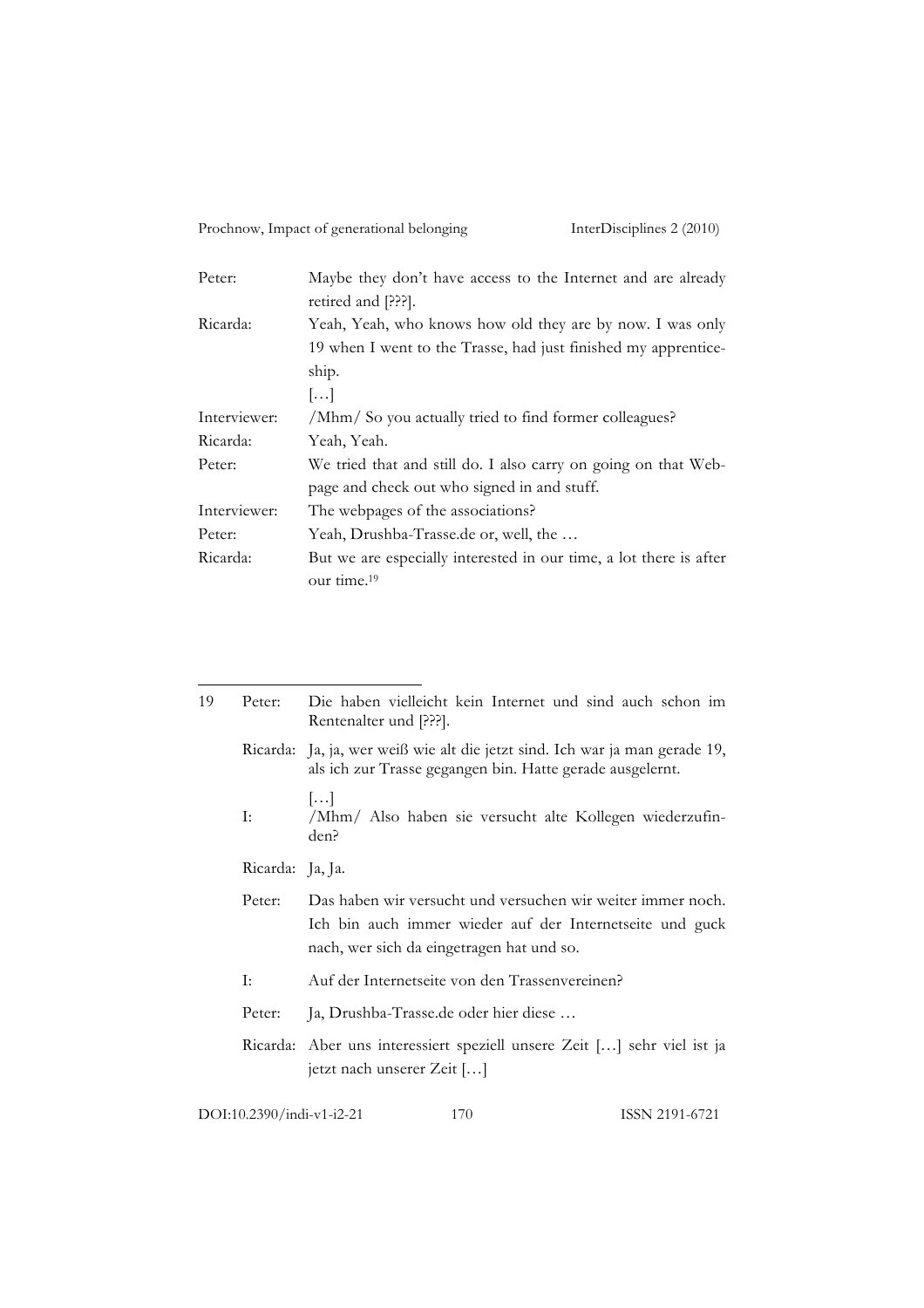| | |
|---|---|
| Peter: | Maybe they don't have access to the Internet and are already retired and [???]. |
| Ricarda: | Yeah, Yeah, who knows how old they are by now. I was only 19 when I went to the Trasse, had just finished my apprenticeship. |
| | […] |
| Interviewer: | /Mhm/ So you actually tried to find former colleagues? |
| Ricarda: | Yeah, Yeah. |
| Peter: | We tried that and still do. I also carry on going on that Webpage and check out who signed in and stuff. |
| Interviewer: | The webpages of the associations? |
| Peter: | Yeah, Drushba-Trasse.de or, well, the … |
| Ricarda: | But we are especially interested in our time, a lot there is after our time.[19] |

---

19

| | |
|---|---|
| Peter: | Die haben vielleicht kein Internet und sind auch schon im Rentenalter und [???]. |
| Ricarda: | Ja, ja, wer weiß wie alt die jetzt sind. Ich war ja man gerade 19, als ich zur Trasse gegangen bin. Hatte gerade ausgelernt. |
| | […] |
| I: | /Mhm/ Also haben sie versucht alte Kollegen wiederzufinden? |
| Ricarda: | Ja, Ja. |
| Peter: | Das haben wir versucht und versuchen wir weiter immer noch. Ich bin auch immer wieder auf der Internetseite und guck nach, wer sich da eingetragen hat und so. |
| I: | Auf der Internetseite von den Trassenvereinen? |
| Peter: | Ja, Drushba-Trasse.de oder hier diese … |
| Ricarda: | Aber uns interessiert speziell unsere Zeit […] sehr viel ist ja jetzt nach unserer Zeit […] |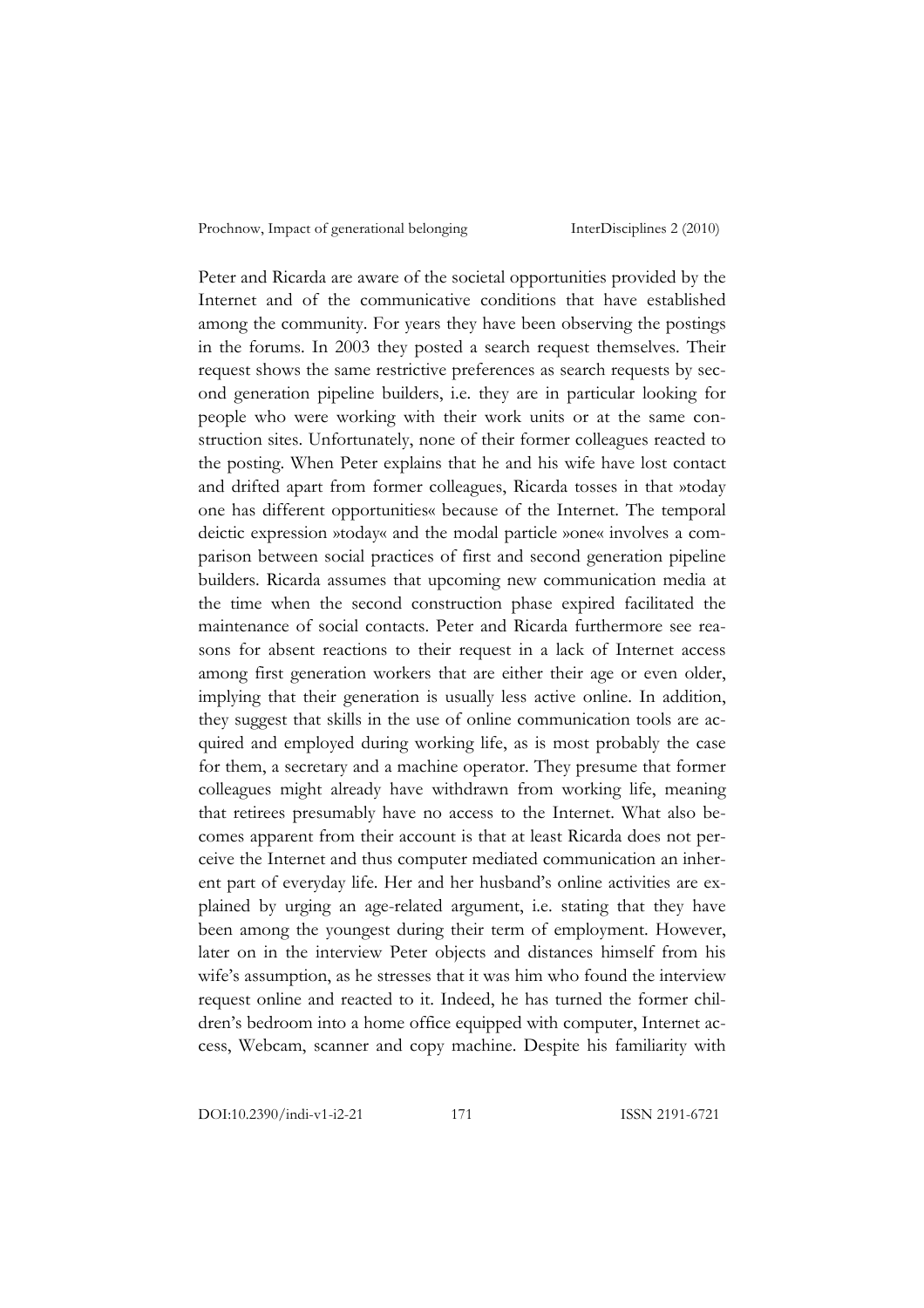Peter and Ricarda are aware of the societal opportunities provided by the Internet and of the communicative conditions that have established among the community. For years they have been observing the postings in the forums. In 2003 they posted a search request themselves. Their request shows the same restrictive preferences as search requests by second generation pipeline builders, i.e. they are in particular looking for people who were working with their work units or at the same construction sites. Unfortunately, none of their former colleagues reacted to the posting. When Peter explains that he and his wife have lost contact and drifted apart from former colleagues, Ricarda tosses in that »today one has different opportunities« because of the Internet. The temporal deictic expression »today« and the modal particle »one« involves a comparison between social practices of first and second generation pipeline builders. Ricarda assumes that upcoming new communication media at the time when the second construction phase expired facilitated the maintenance of social contacts. Peter and Ricarda furthermore see reasons for absent reactions to their request in a lack of Internet access among first generation workers that are either their age or even older, implying that their generation is usually less active online. In addition, they suggest that skills in the use of online communication tools are acquired and employed during working life, as is most probably the case for them, a secretary and a machine operator. They presume that former colleagues might already have withdrawn from working life, meaning that retirees presumably have no access to the Internet. What also becomes apparent from their account is that at least Ricarda does not perceive the Internet and thus computer mediated communication an inherent part of everyday life. Her and her husband's online activities are explained by urging an age-related argument, i.e. stating that they have been among the youngest during their term of employment. However, later on in the interview Peter objects and distances himself from his wife's assumption, as he stresses that it was him who found the interview request online and reacted to it. Indeed, he has turned the former children's bedroom into a home office equipped with computer, Internet access, Webcam, scanner and copy machine. Despite his familiarity with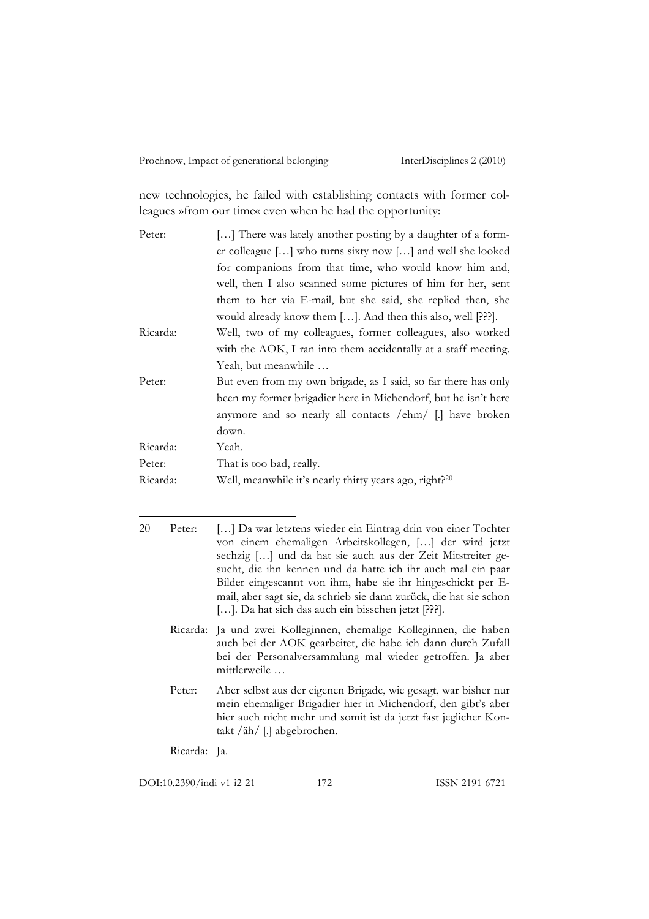new technologies, he failed with establishing contacts with former colleagues »from our time« even when he had the opportunity:

| | |
|---|---|
| Peter: | […] There was lately another posting by a daughter of a former colleague […] who turns sixty now […] and well she looked for companions from that time, who would know him and, well, then I also scanned some pictures of him for her, sent them to her via E-mail, but she said, she replied then, she would already know them […]. And then this also, well [???]. |
| Ricarda: | Well, two of my colleagues, former colleagues, also worked with the AOK, I ran into them accidentally at a staff meeting. Yeah, but meanwhile … |
| Peter: | But even from my own brigade, as I said, so far there has only been my former brigadier here in Michendorf, but he isn't here anymore and so nearly all contacts /ehm/ [.] have broken down. |
| Ricarda: | Yeah. |
| Peter: | That is too bad, really. |
| Ricarda: | Well, meanwhile it's nearly thirty years ago, right?[20] |

---

20 Peter: […] Da war letztens wieder ein Eintrag drin von einer Tochter von einem ehemaligen Arbeitskollegen, […] der wird jetzt sechzig […] und da hat sie auch aus der Zeit Mitstreiter gesucht, die ihn kennen und da hatte ich ihr auch mal ein paar Bilder eingescannt von ihm, habe sie ihr hingeschickt per E-mail, aber sagt sie, da schrieb sie dann zurück, die hat sie schon […]. Da hat sich das auch ein bisschen jetzt [???].

Ricarda: Ja und zwei Kolleginnen, ehemalige Kolleginnen, die haben auch bei der AOK gearbeitet, die habe ich dann durch Zufall bei der Personalversammlung mal wieder getroffen. Ja aber mittlerweile …

Peter: Aber selbst aus der eigenen Brigade, wie gesagt, war bisher nur mein ehemaliger Brigadier hier in Michendorf, den gibt's aber hier auch nicht mehr und somit ist da jetzt fast jeglicher Kontakt /äh/ [.] abgebrochen.

Ricarda: Ja.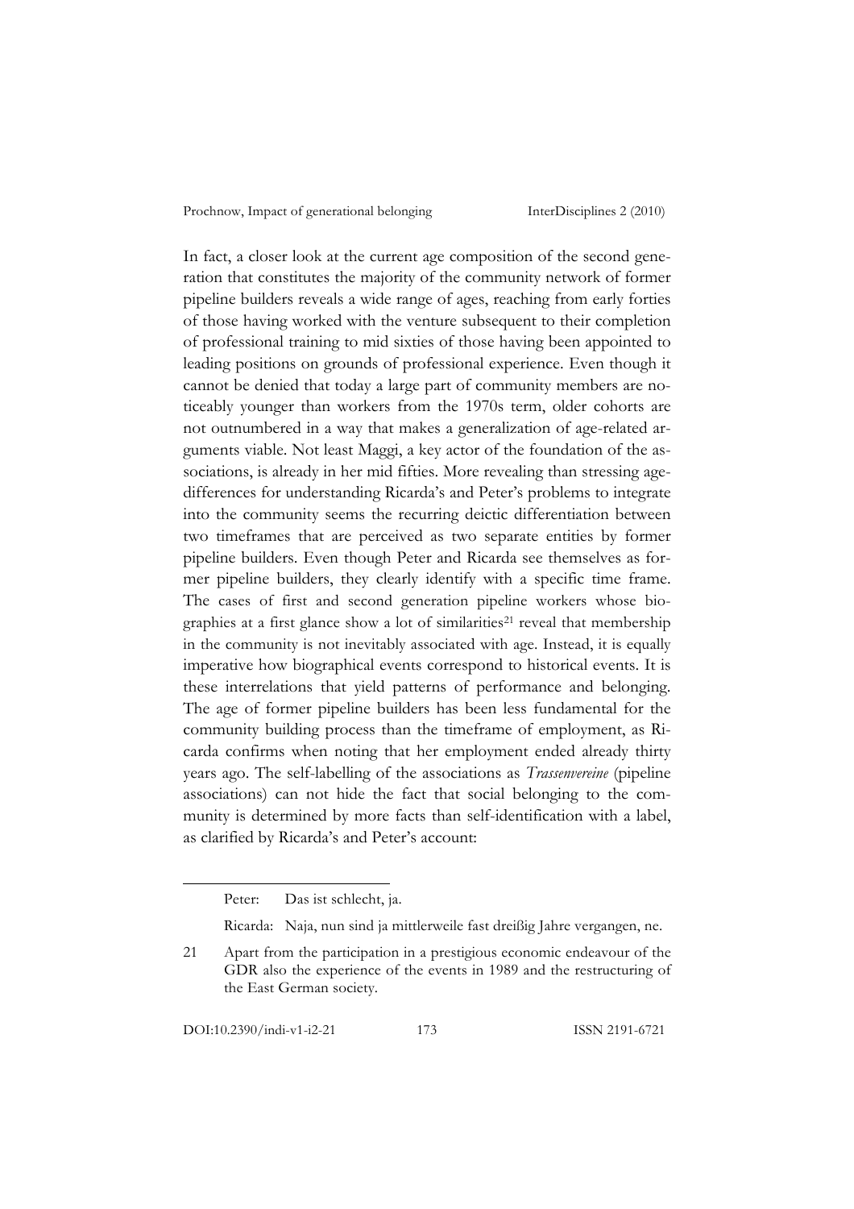In fact, a closer look at the current age composition of the second generation that constitutes the majority of the community network of former pipeline builders reveals a wide range of ages, reaching from early forties of those having worked with the venture subsequent to their completion of professional training to mid sixties of those having been appointed to leading positions on grounds of professional experience. Even though it cannot be denied that today a large part of community members are noticeably younger than workers from the 1970s term, older cohorts are not outnumbered in a way that makes a generalization of age-related arguments viable. Not least Maggi, a key actor of the foundation of the associations, is already in her mid fifties. More revealing than stressing age-differences for understanding Ricarda's and Peter's problems to integrate into the community seems the recurring deictic differentiation between two timeframes that are perceived as two separate entities by former pipeline builders. Even though Peter and Ricarda see themselves as former pipeline builders, they clearly identify with a specific time frame. The cases of first and second generation pipeline workers whose biographies at a first glance show a lot of similarities[21] reveal that membership in the community is not inevitably associated with age. Instead, it is equally imperative how biographical events correspond to historical events. It is these interrelations that yield patterns of performance and belonging. The age of former pipeline builders has been less fundamental for the community building process than the timeframe of employment, as Ricarda confirms when noting that her employment ended already thirty years ago. The self-labelling of the associations as *Trassenvereine* (pipeline associations) can not hide the fact that social belonging to the community is determined by more facts than self-identification with a label, as clarified by Ricarda's and Peter's account:

Peter: Das ist schlecht, ja.

Ricarda: Naja, nun sind ja mittlerweile fast dreißig Jahre vergangen, ne.

---

21 Apart from the participation in a prestigious economic endeavour of the GDR also the experience of the events in 1989 and the restructuring of the East German society.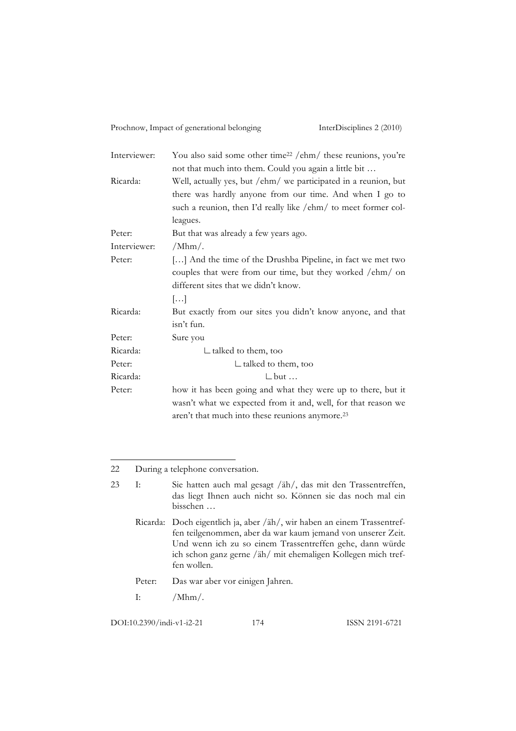| | |
|---|---|
| Interviewer: | You also said some other time[22] /ehm/ these reunions, you're not that much into them. Could you again a little bit … |
| Ricarda: | Well, actually yes, but /ehm/ we participated in a reunion, but there was hardly anyone from our time. And when I go to such a reunion, then I'd really like /ehm/ to meet former colleagues. |
| Peter: | But that was already a few years ago. |
| Interviewer: | /Mhm/. |
| Peter: | […] And the time of the Drushba Pipeline, in fact we met two couples that were from our time, but they worked /ehm/ on different sites that we didn't know. |
| | […] |
| Ricarda: | But exactly from our sites you didn't know anyone, and that isn't fun. |
| Peter: | Sure you |
| Ricarda: | ∟ talked to them, too |
| Peter: | ∟ talked to them, too |
| Ricarda: | ∟ but … |
| Peter: | how it has been going and what they were up to there, but it wasn't what we expected from it and, well, for that reason we aren't that much into these reunions anymore.[23] |

---

22 During a telephone conversation.

23

| | |
|---|---|
| I: | Sie hatten auch mal gesagt /äh/, das mit den Trassentreffen, das liegt Ihnen auch nicht so. Können sie das noch mal ein bisschen … |
| Ricarda: | Doch eigentlich ja, aber /äh/, wir haben an einem Trassentreffen teilgenommen, aber da war kaum jemand von unserer Zeit. Und wenn ich zu so einem Trassentreffen gehe, dann würde ich schon ganz gerne /äh/ mit ehemaligen Kollegen mich treffen wollen. |
| Peter: | Das war aber vor einigen Jahren. |
| I: | /Mhm/. |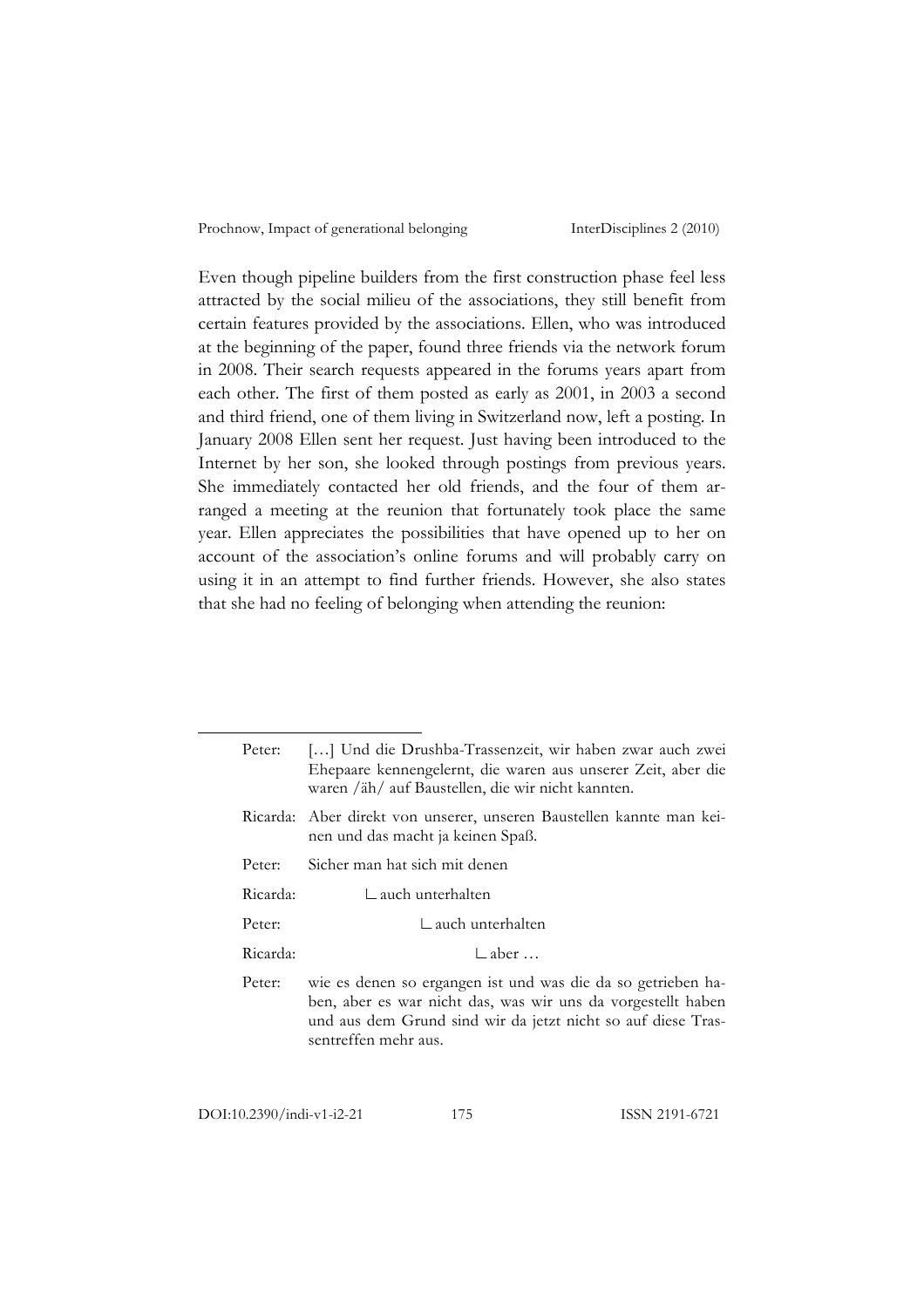Even though pipeline builders from the first construction phase feel less attracted by the social milieu of the associations, they still benefit from certain features provided by the associations. Ellen, who was introduced at the beginning of the paper, found three friends via the network forum in 2008. Their search requests appeared in the forums years apart from each other. The first of them posted as early as 2001, in 2003 a second and third friend, one of them living in Switzerland now, left a posting. In January 2008 Ellen sent her request. Just having been introduced to the Internet by her son, she looked through postings from previous years. She immediately contacted her old friends, and the four of them arranged a meeting at the reunion that fortunately took place the same year. Ellen appreciates the possibilities that have opened up to her on account of the association's online forums and will probably carry on using it in an attempt to find further friends. However, she also states that she had no feeling of belonging when attending the reunion:

---

| | |
|---|---|
| Peter: | […] Und die Drushba-Trassenzeit, wir haben zwar auch zwei Ehepaare kennengelernt, die waren aus unserer Zeit, aber die waren /äh/ auf Baustellen, die wir nicht kannten. |
| Ricarda: | Aber direkt von unserer, unseren Baustellen kannte man keinen und das macht ja keinen Spaß. |
| Peter: | Sicher man hat sich mit denen |
| Ricarda: | ∟ auch unterhalten |
| Peter: | ∟ auch unterhalten |
| Ricarda: | ∟ aber … |
| Peter: | wie es denen so ergangen ist und was die da so getrieben haben, aber es war nicht das, was wir uns da vorgestellt haben und aus dem Grund sind wir da jetzt nicht so auf diese Trassentreffen mehr aus. |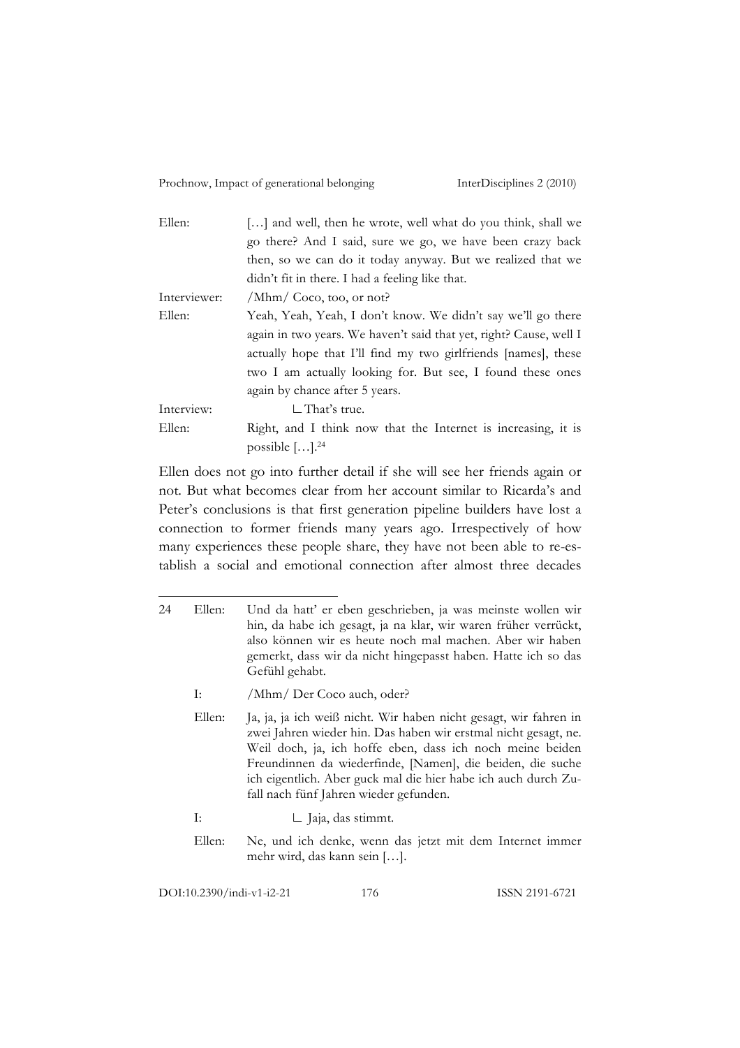| | |
|---|---|
| Ellen: | […] and well, then he wrote, well what do you think, shall we go there? And I said, sure we go, we have been crazy back then, so we can do it today anyway. But we realized that we didn't fit in there. I had a feeling like that. |
| Interviewer: | /Mhm/ Coco, too, or not? |
| Ellen: | Yeah, Yeah, Yeah, I don't know. We didn't say we'll go there again in two years. We haven't said that yet, right? Cause, well I actually hope that I'll find my two girlfriends [names], these two I am actually looking for. But see, I found these ones again by chance after 5 years. |
| Interview: | ∟ That's true. |
| Ellen: | Right, and I think now that the Internet is increasing, it is possible […].[24] |

Ellen does not go into further detail if she will see her friends again or not. But what becomes clear from her account similar to Ricarda's and Peter's conclusions is that first generation pipeline builders have lost a connection to former friends many years ago. Irrespectively of how many experiences these people share, they have not been able to re-establish a social and emotional connection after almost three decades

---

24 Ellen: Und da hatt' er eben geschrieben, ja was meinste wollen wir hin, da habe ich gesagt, ja na klar, wir waren früher verrückt, also können wir es heute noch mal machen. Aber wir haben gemerkt, dass wir da nicht hingepasst haben. Hatte ich so das Gefühl gehabt.

I: /Mhm/ Der Coco auch, oder?

Ellen: Ja, ja, ja ich weiß nicht. Wir haben nicht gesagt, wir fahren in zwei Jahren wieder hin. Das haben wir erstmal nicht gesagt, ne. Weil doch, ja, ich hoffe eben, dass ich noch meine beiden Freundinnen da wiederfinde, [Namen], die beiden, die suche ich eigentlich. Aber guck mal die hier habe ich auch durch Zufall nach fünf Jahren wieder gefunden.

I: ∟ Jaja, das stimmt.

Ellen: Ne, und ich denke, wenn das jetzt mit dem Internet immer mehr wird, das kann sein […].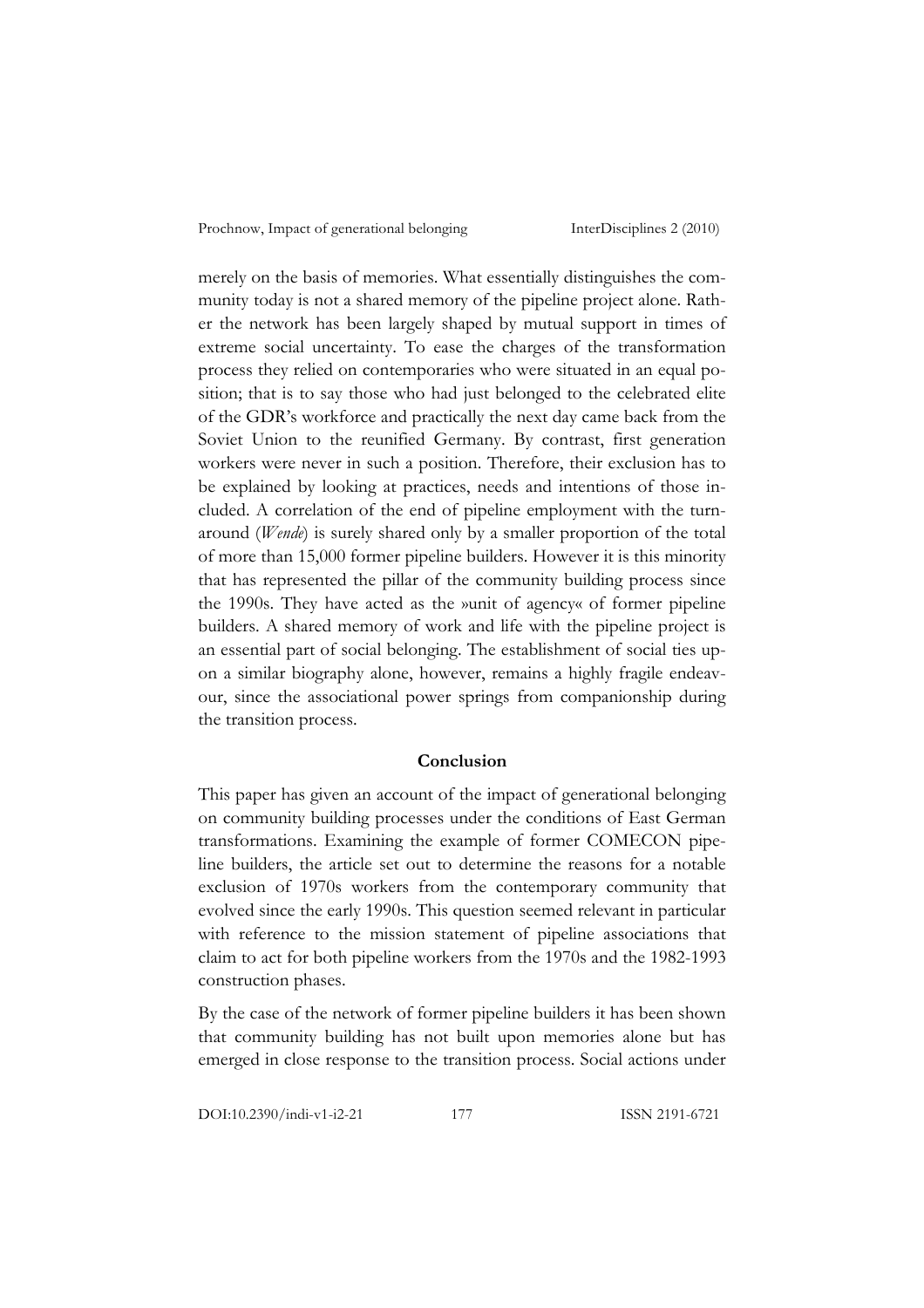merely on the basis of memories. What essentially distinguishes the community today is not a shared memory of the pipeline project alone. Rather the network has been largely shaped by mutual support in times of extreme social uncertainty. To ease the charges of the transformation process they relied on contemporaries who were situated in an equal position; that is to say those who had just belonged to the celebrated elite of the GDR's workforce and practically the next day came back from the Soviet Union to the reunified Germany. By contrast, first generation workers were never in such a position. Therefore, their exclusion has to be explained by looking at practices, needs and intentions of those included. A correlation of the end of pipeline employment with the turnaround (*Wende*) is surely shared only by a smaller proportion of the total of more than 15,000 former pipeline builders. However it is this minority that has represented the pillar of the community building process since the 1990s. They have acted as the »unit of agency« of former pipeline builders. A shared memory of work and life with the pipeline project is an essential part of social belonging. The establishment of social ties upon a similar biography alone, however, remains a highly fragile endeavour, since the associational power springs from companionship during the transition process.

## Conclusion

This paper has given an account of the impact of generational belonging on community building processes under the conditions of East German transformations. Examining the example of former COMECON pipeline builders, the article set out to determine the reasons for a notable exclusion of 1970s workers from the contemporary community that evolved since the early 1990s. This question seemed relevant in particular with reference to the mission statement of pipeline associations that claim to act for both pipeline workers from the 1970s and the 1982-1993 construction phases.

By the case of the network of former pipeline builders it has been shown that community building has not built upon memories alone but has emerged in close response to the transition process. Social actions under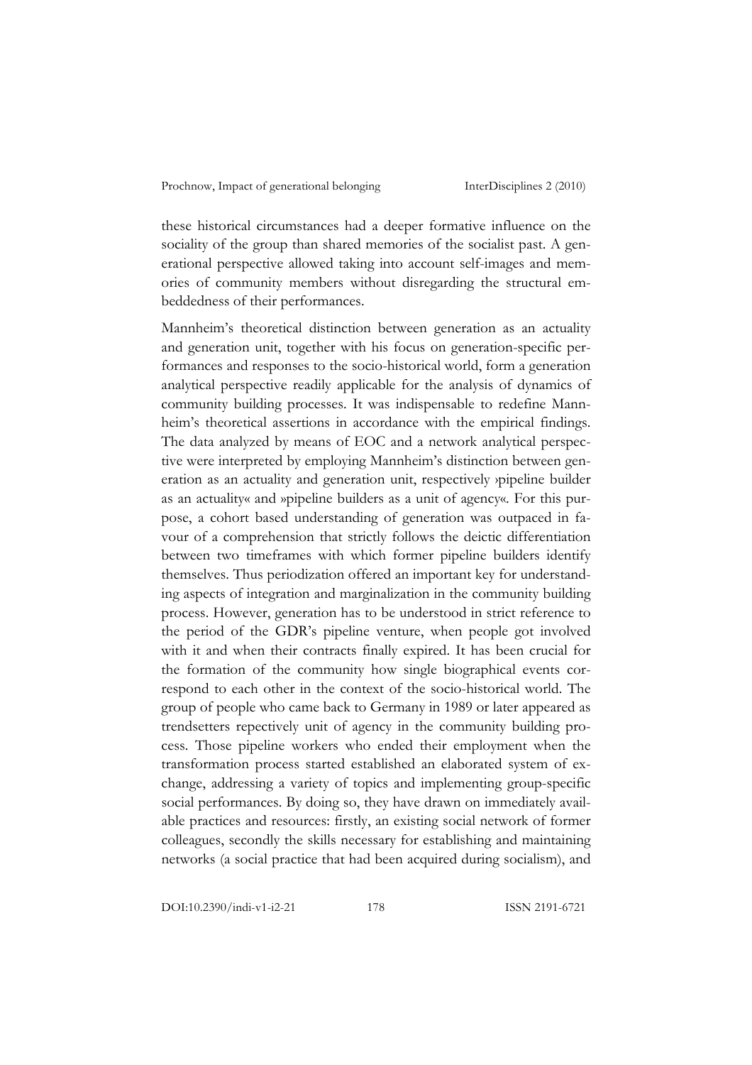these historical circumstances had a deeper formative influence on the sociality of the group than shared memories of the socialist past. A generational perspective allowed taking into account self-images and memories of community members without disregarding the structural embeddedness of their performances.

Mannheim's theoretical distinction between generation as an actuality and generation unit, together with his focus on generation-specific performances and responses to the socio-historical world, form a generation analytical perspective readily applicable for the analysis of dynamics of community building processes. It was indispensable to redefine Mannheim's theoretical assertions in accordance with the empirical findings. The data analyzed by means of EOC and a network analytical perspective were interpreted by employing Mannheim's distinction between generation as an actuality and generation unit, respectively ›pipeline builder as an actuality« and »pipeline builders as a unit of agency«. For this purpose, a cohort based understanding of generation was outpaced in favour of a comprehension that strictly follows the deictic differentiation between two timeframes with which former pipeline builders identify themselves. Thus periodization offered an important key for understanding aspects of integration and marginalization in the community building process. However, generation has to be understood in strict reference to the period of the GDR's pipeline venture, when people got involved with it and when their contracts finally expired. It has been crucial for the formation of the community how single biographical events correspond to each other in the context of the socio-historical world. The group of people who came back to Germany in 1989 or later appeared as trendsetters repectively unit of agency in the community building process. Those pipeline workers who ended their employment when the transformation process started established an elaborated system of exchange, addressing a variety of topics and implementing group-specific social performances. By doing so, they have drawn on immediately available practices and resources: firstly, an existing social network of former colleagues, secondly the skills necessary for establishing and maintaining networks (a social practice that had been acquired during socialism), and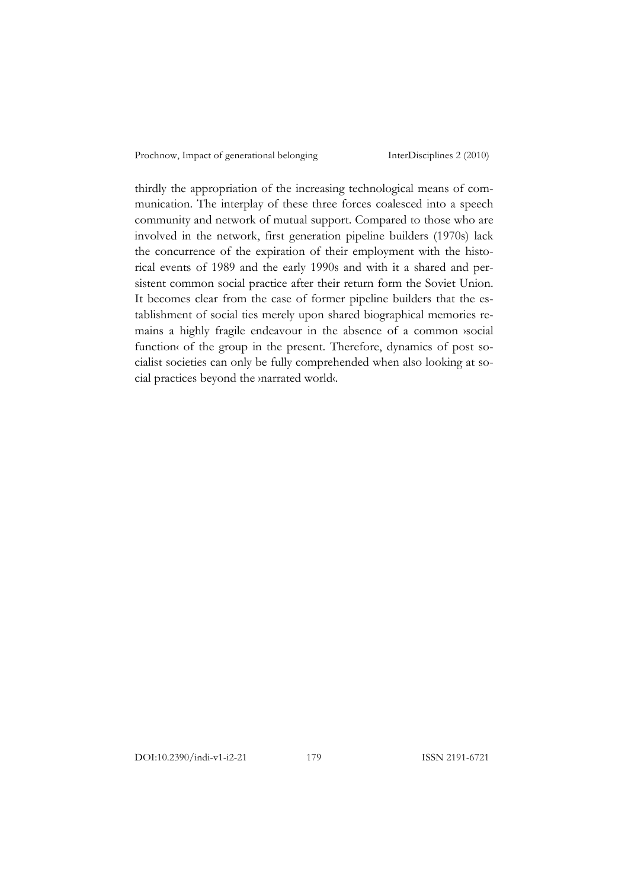thirdly the appropriation of the increasing technological means of communication. The interplay of these three forces coalesced into a speech community and network of mutual support. Compared to those who are involved in the network, first generation pipeline builders (1970s) lack the concurrence of the expiration of their employment with the historical events of 1989 and the early 1990s and with it a shared and persistent common social practice after their return form the Soviet Union. It becomes clear from the case of former pipeline builders that the establishment of social ties merely upon shared biographical memories remains a highly fragile endeavour in the absence of a common ›social function‹ of the group in the present. Therefore, dynamics of post socialist societies can only be fully comprehended when also looking at social practices beyond the ›narrated world‹.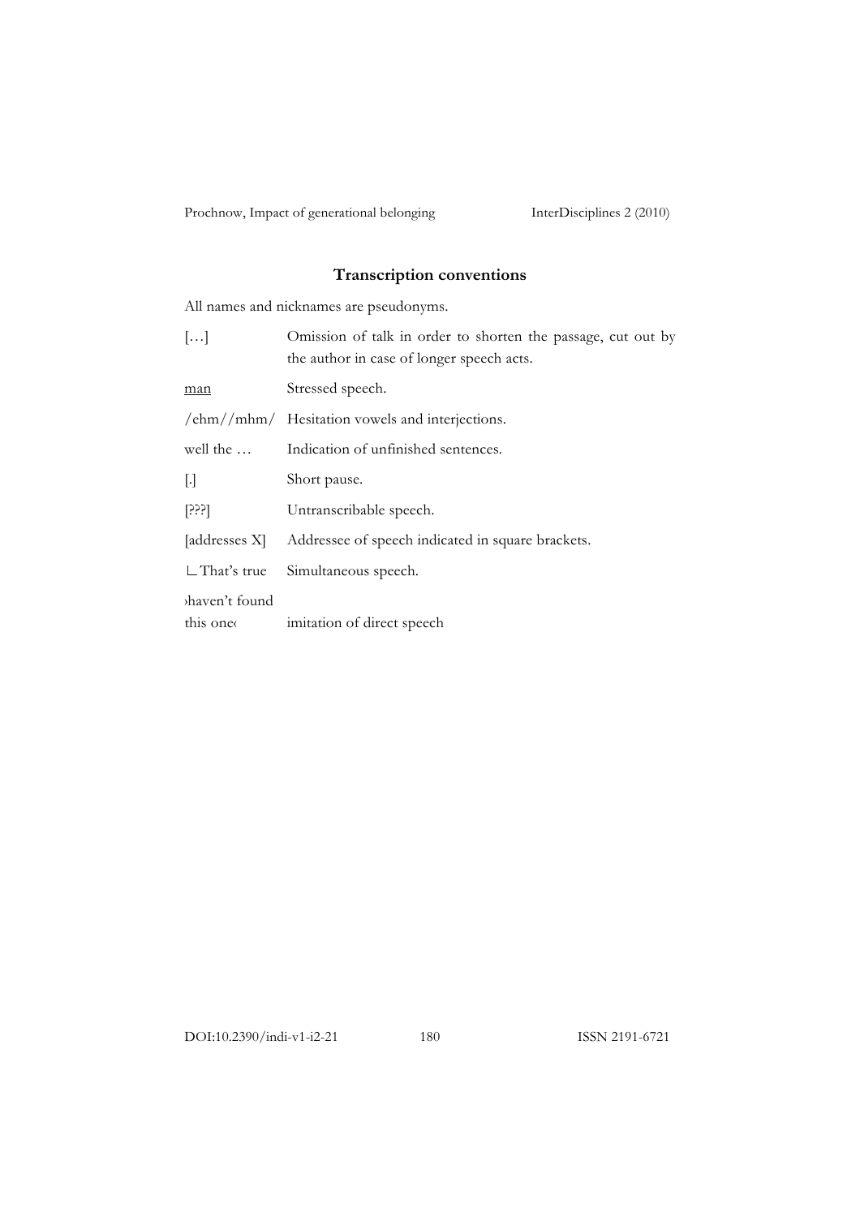## Transcription conventions

All names and nicknames are pseudonyms.

| | |
|---|---|
| […] | Omission of talk in order to shorten the passage, cut out by the author in case of longer speech acts. |
| <u>man</u> | Stressed speech. |
| /ehm//mhm/ | Hesitation vowels and interjections. |
| well the … | Indication of unfinished sentences. |
| [.] | Short pause. |
| [???] | Untranscribable speech. |
| [addresses X] | Addressee of speech indicated in square brackets. |
| ∟That's true | Simultaneous speech. |
| ›haven't found this one‹ | imitation of direct speech |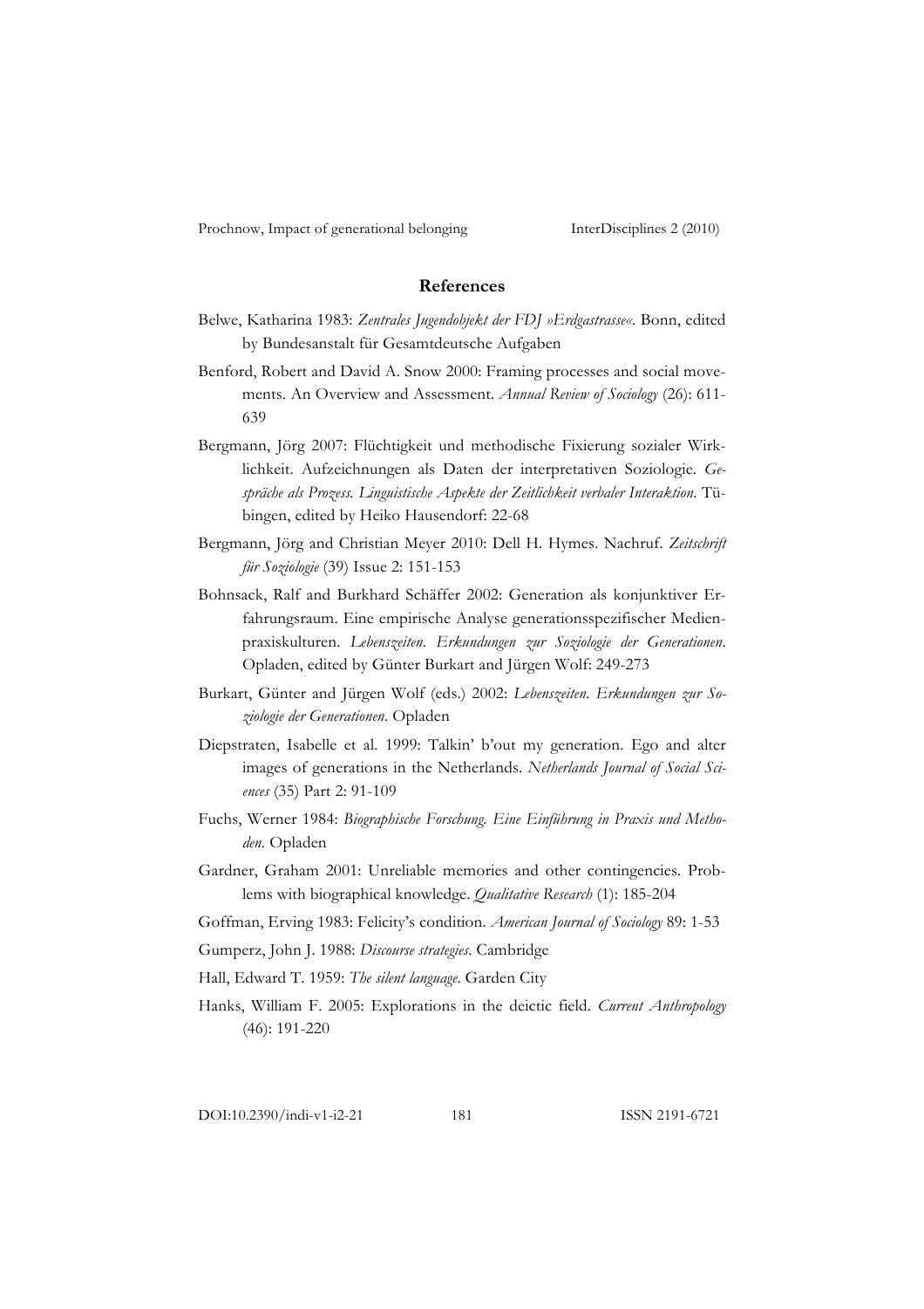## References

Belwe, Katharina 1983: *Zentrales Jugendobjekt der FDJ »Erdgastrasse«*. Bonn, edited by Bundesanstalt für Gesamtdeutsche Aufgaben

Benford, Robert and David A. Snow 2000: Framing processes and social movements. An Overview and Assessment. *Annual Review of Sociology* (26): 611-639

Bergmann, Jörg 2007: Flüchtigkeit und methodische Fixierung sozialer Wirklichkeit. Aufzeichnungen als Daten der interpretativen Soziologie. *Gespräche als Prozess. Linguistische Aspekte der Zeitlichkeit verbaler Interaktion*. Tübingen, edited by Heiko Hausendorf: 22-68

Bergmann, Jörg and Christian Meyer 2010: Dell H. Hymes. Nachruf. *Zeitschrift für Soziologie* (39) Issue 2: 151-153

Bohnsack, Ralf and Burkhard Schäffer 2002: Generation als konjunktiver Erfahrungsraum. Eine empirische Analyse generationsspezifischer Medienpraxiskulturen. *Lebenszeiten. Erkundungen zur Soziologie der Generationen*. Opladen, edited by Günter Burkart and Jürgen Wolf: 249-273

Burkart, Günter and Jürgen Wolf (eds.) 2002: *Lebenszeiten. Erkundungen zur Soziologie der Generationen*. Opladen

Diepstraten, Isabelle et al. 1999: Talkin' b'out my generation. Ego and alter images of generations in the Netherlands. *Netherlands Journal of Social Sciences* (35) Part 2: 91-109

Fuchs, Werner 1984: *Biographische Forschung. Eine Einführung in Praxis und Methoden*. Opladen

Gardner, Graham 2001: Unreliable memories and other contingencies. Problems with biographical knowledge. *Qualitative Research* (1): 185-204

Goffman, Erving 1983: Felicity's condition. *American Journal of Sociology* 89: 1-53

Gumperz, John J. 1988: *Discourse strategies*. Cambridge

Hall, Edward T. 1959: *The silent language*. Garden City

Hanks, William F. 2005: Explorations in the deictic field. *Current Anthropology* (46): 191-220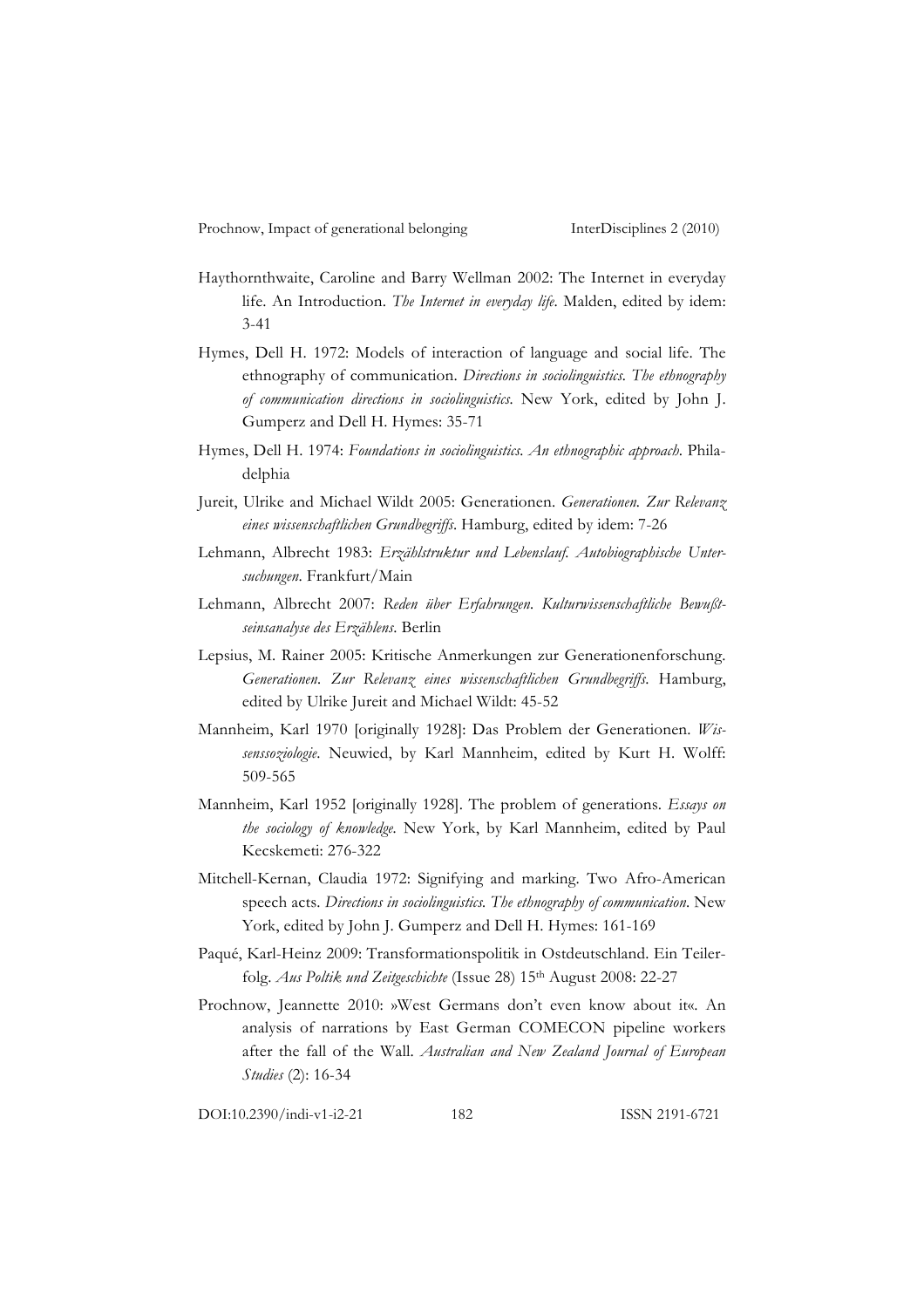Haythornthwaite, Caroline and Barry Wellman 2002: The Internet in everyday life. An Introduction. *The Internet in everyday life*. Malden, edited by idem: 3-41

Hymes, Dell H. 1972: Models of interaction of language and social life. The ethnography of communication. *Directions in sociolinguistics. The ethnography of communication directions in sociolinguistics*. New York, edited by John J. Gumperz and Dell H. Hymes: 35-71

Hymes, Dell H. 1974: *Foundations in sociolinguistics. An ethnographic approach*. Philadelphia

Jureit, Ulrike and Michael Wildt 2005: Generationen. *Generationen. Zur Relevanz eines wissenschaftlichen Grundbegriffs*. Hamburg, edited by idem: 7-26

Lehmann, Albrecht 1983: *Erzählstruktur und Lebenslauf. Autobiographische Untersuchungen*. Frankfurt/Main

Lehmann, Albrecht 2007: *Reden über Erfahrungen. Kulturwissenschaftliche Bewußtseinsanalyse des Erzählens*. Berlin

Lepsius, M. Rainer 2005: Kritische Anmerkungen zur Generationenforschung. *Generationen. Zur Relevanz eines wissenschaftlichen Grundbegriffs*. Hamburg, edited by Ulrike Jureit and Michael Wildt: 45-52

Mannheim, Karl 1970 [originally 1928]: Das Problem der Generationen. *Wissenssoziologie*. Neuwied, by Karl Mannheim, edited by Kurt H. Wolff: 509-565

Mannheim, Karl 1952 [originally 1928]. The problem of generations. *Essays on the sociology of knowledge*. New York, by Karl Mannheim, edited by Paul Kecskemeti: 276-322

Mitchell-Kernan, Claudia 1972: Signifying and marking. Two Afro-American speech acts. *Directions in sociolinguistics. The ethnography of communication*. New York, edited by John J. Gumperz and Dell H. Hymes: 161-169

Paqué, Karl-Heinz 2009: Transformationspolitik in Ostdeutschland. Ein Teilerfolg. *Aus Poltik und Zeitgeschichte* (Issue 28) 15th August 2008: 22-27

Prochnow, Jeannette 2010: »West Germans don't even know about it«. An analysis of narrations by East German COMECON pipeline workers after the fall of the Wall. *Australian and New Zealand Journal of European Studies* (2): 16-34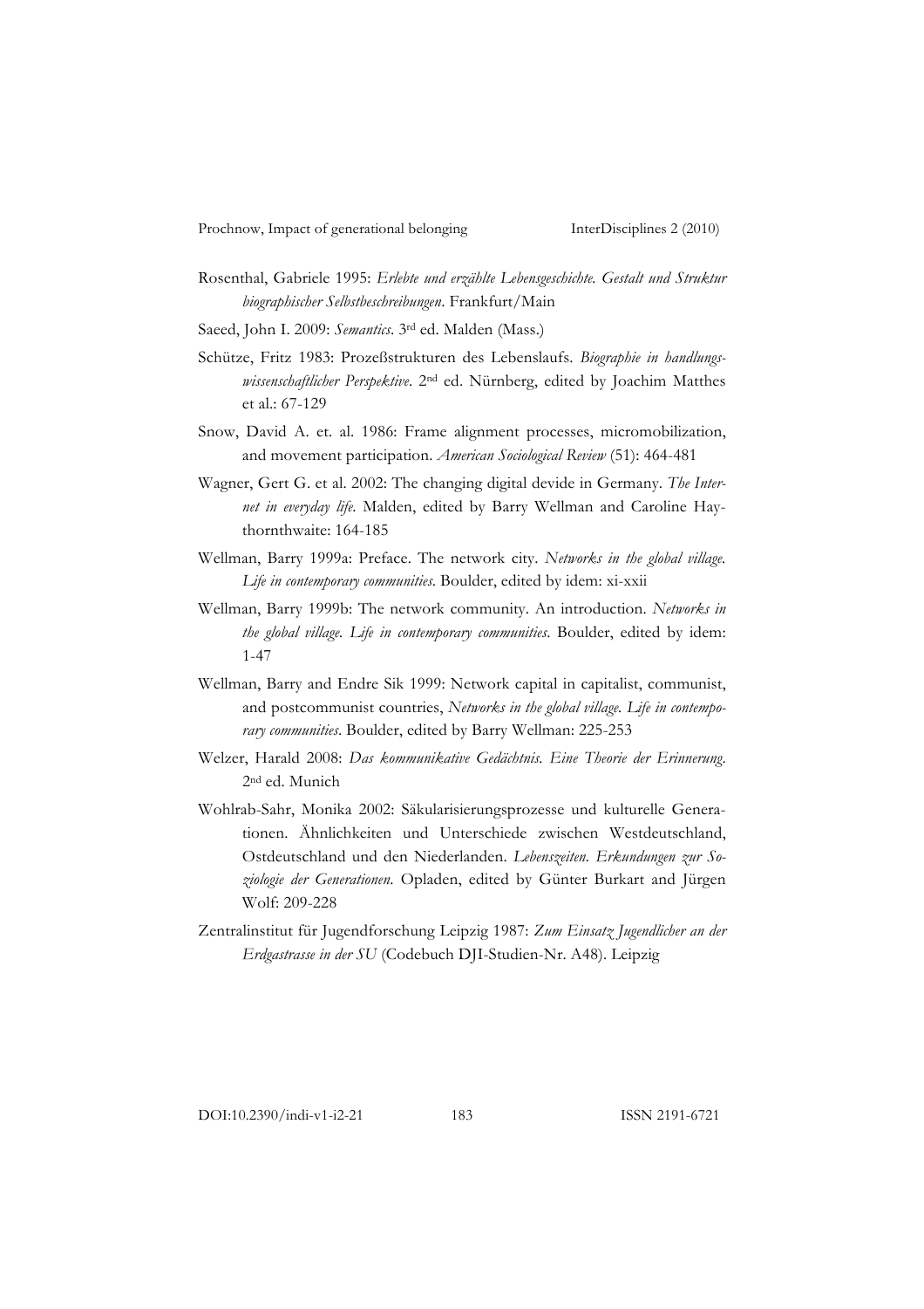Rosenthal, Gabriele 1995: *Erlebte und erzählte Lebensgeschichte. Gestalt und Struktur biographischer Selbstbeschreibungen*. Frankfurt/Main

Saeed, John I. 2009: *Semantics*. 3rd ed. Malden (Mass.)

Schütze, Fritz 1983: Prozeßstrukturen des Lebenslaufs. *Biographie in handlungswissenschaftlicher Perspektive*. 2nd ed. Nürnberg, edited by Joachim Matthes et al.: 67-129

Snow, David A. et. al. 1986: Frame alignment processes, micromobilization, and movement participation. *American Sociological Review* (51): 464-481

Wagner, Gert G. et al. 2002: The changing digital devide in Germany. *The Internet in everyday life*. Malden, edited by Barry Wellman and Caroline Haythornthwaite: 164-185

Wellman, Barry 1999a: Preface. The network city. *Networks in the global village. Life in contemporary communities*. Boulder, edited by idem: xi-xxii

Wellman, Barry 1999b: The network community. An introduction. *Networks in the global village. Life in contemporary communities*. Boulder, edited by idem: 1-47

Wellman, Barry and Endre Sik 1999: Network capital in capitalist, communist, and postcommunist countries, *Networks in the global village. Life in contemporary communities*. Boulder, edited by Barry Wellman: 225-253

Welzer, Harald 2008: *Das kommunikative Gedächtnis. Eine Theorie der Erinnerung*. 2nd ed. Munich

Wohlrab-Sahr, Monika 2002: Säkularisierungsprozesse und kulturelle Generationen. Ähnlichkeiten und Unterschiede zwischen Westdeutschland, Ostdeutschland und den Niederlanden. *Lebenszeiten. Erkundungen zur Soziologie der Generationen*. Opladen, edited by Günter Burkart and Jürgen Wolf: 209-228

Zentralinstitut für Jugendforschung Leipzig 1987: *Zum Einsatz Jugendlicher an der Erdgastrasse in der SU* (Codebuch DJI-Studien-Nr. A48). Leipzig